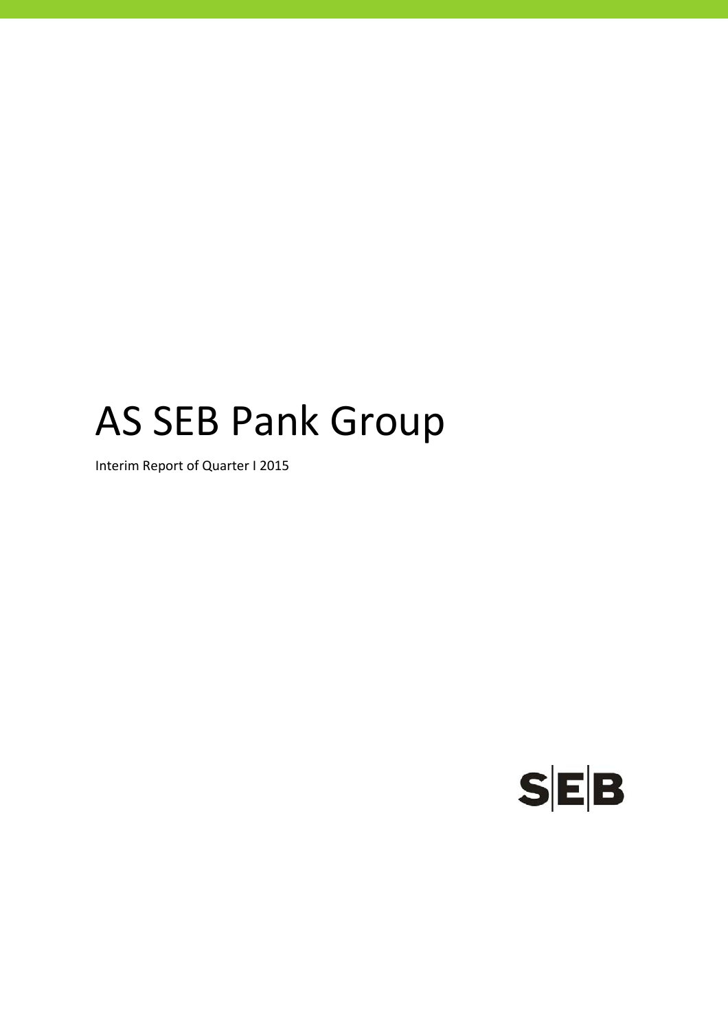# AS SEB Pank Group

Interim Report of Quarter I 2015

SEB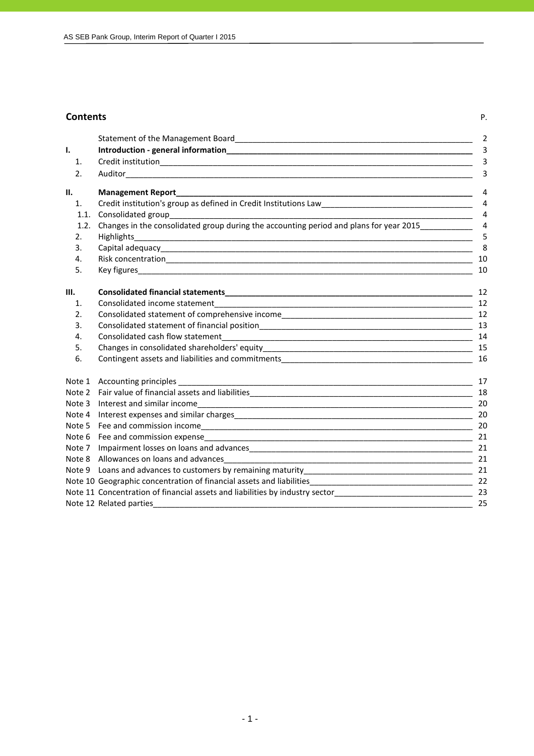## Contents

| | | P. |
|---|---|---|
| | Statement of the Management Board | 2 |
| **I.** | **Introduction - general information** | 3 |
| 1. | Credit institution | 3 |
| 2. | Auditor | 3 |
| **II.** | **Management Report** | 4 |
| 1. | Credit institution's group as defined in Credit Institutions Law | 4 |
| 1.1. | Consolidated group | 4 |
| 1.2. | Changes in the consolidated group during the accounting period and plans for year 2015 | 4 |
| 2. | Highlights | 5 |
| 3. | Capital adequacy | 8 |
| 4. | Risk concentration | 10 |
| 5. | Key figures | 10 |
| **III.** | **Consolidated financial statements** | 12 |
| 1. | Consolidated income statement | 12 |
| 2. | Consolidated statement of comprehensive income | 12 |
| 3. | Consolidated statement of financial position | 13 |
| 4. | Consolidated cash flow statement | 14 |
| 5. | Changes in consolidated shareholders' equity | 15 |
| 6. | Contingent assets and liabilities and commitments | 16 |
| Note 1 | Accounting principles | 17 |
| Note 2 | Fair value of financial assets and liabilities | 18 |
| Note 3 | Interest and similar income | 20 |
| Note 4 | Interest expenses and similar charges | 20 |
| Note 5 | Fee and commission income | 20 |
| Note 6 | Fee and commission expense | 21 |
| Note 7 | Impairment losses on loans and advances | 21 |
| Note 8 | Allowances on loans and advances | 21 |
| Note 9 | Loans and advances to customers by remaining maturity | 21 |
| Note 10 | Geographic concentration of financial assets and liabilities | 22 |
| Note 11 | Concentration of financial assets and liabilities by industry sector | 23 |
| Note 12 | Related parties | 25 |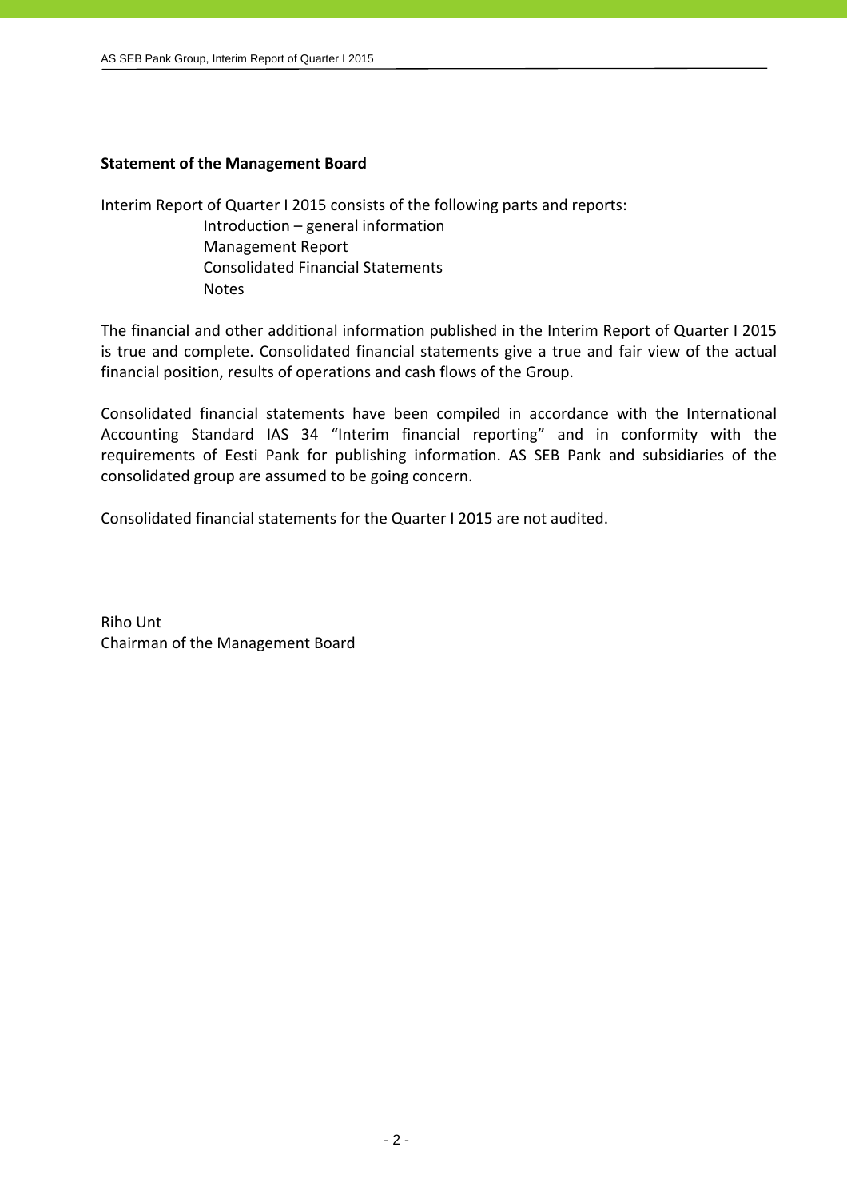## Statement of the Management Board

Interim Report of Quarter I 2015 consists of the following parts and reports:

- Introduction – general information
- Management Report
- Consolidated Financial Statements
- Notes

The financial and other additional information published in the Interim Report of Quarter I 2015 is true and complete. Consolidated financial statements give a true and fair view of the actual financial position, results of operations and cash flows of the Group.

Consolidated financial statements have been compiled in accordance with the International Accounting Standard IAS 34 "Interim financial reporting" and in conformity with the requirements of Eesti Pank for publishing information. AS SEB Pank and subsidiaries of the consolidated group are assumed to be going concern.

Consolidated financial statements for the Quarter I 2015 are not audited.

Riho Unt
Chairman of the Management Board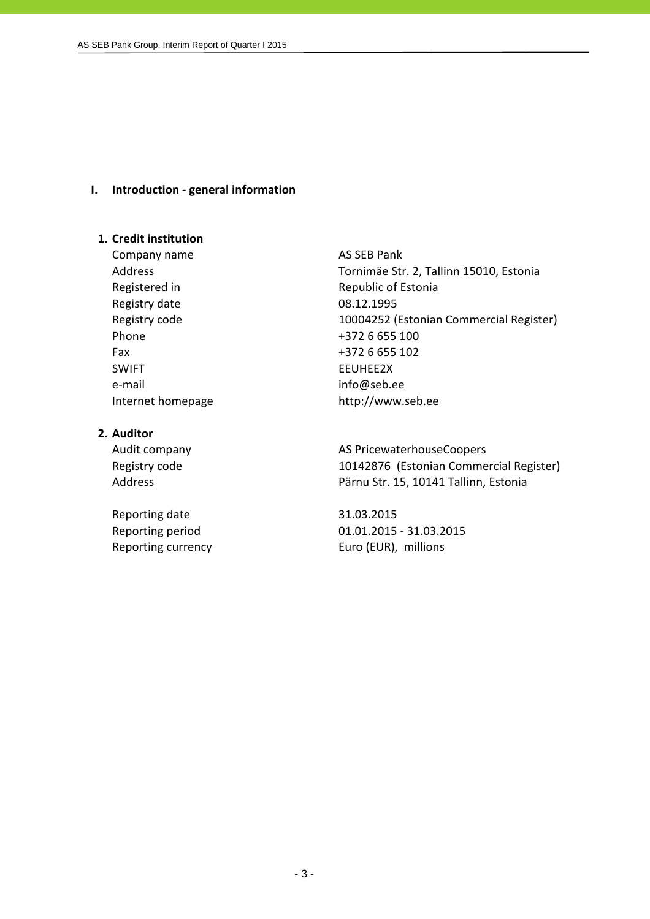# I. Introduction - general information

## 1. Credit institution

| | |
|---|---|
| Company name | AS SEB Pank |
| Address | Tornimäe Str. 2, Tallinn 15010, Estonia |
| Registered in | Republic of Estonia |
| Registry date | 08.12.1995 |
| Registry code | 10004252 (Estonian Commercial Register) |
| Phone | +372 6 655 100 |
| Fax | +372 6 655 102 |
| SWIFT | EEUHEE2X |
| e-mail | info@seb.ee |
| Internet homepage | http://www.seb.ee |

## 2. Auditor

| | |
|---|---|
| Audit company | AS PricewaterhouseCoopers |
| Registry code | 10142876 (Estonian Commercial Register) |
| Address | Pärnu Str. 15, 10141 Tallinn, Estonia |

| | |
|---|---|
| Reporting date | 31.03.2015 |
| Reporting period | 01.01.2015 - 31.03.2015 |
| Reporting currency | Euro (EUR), millions |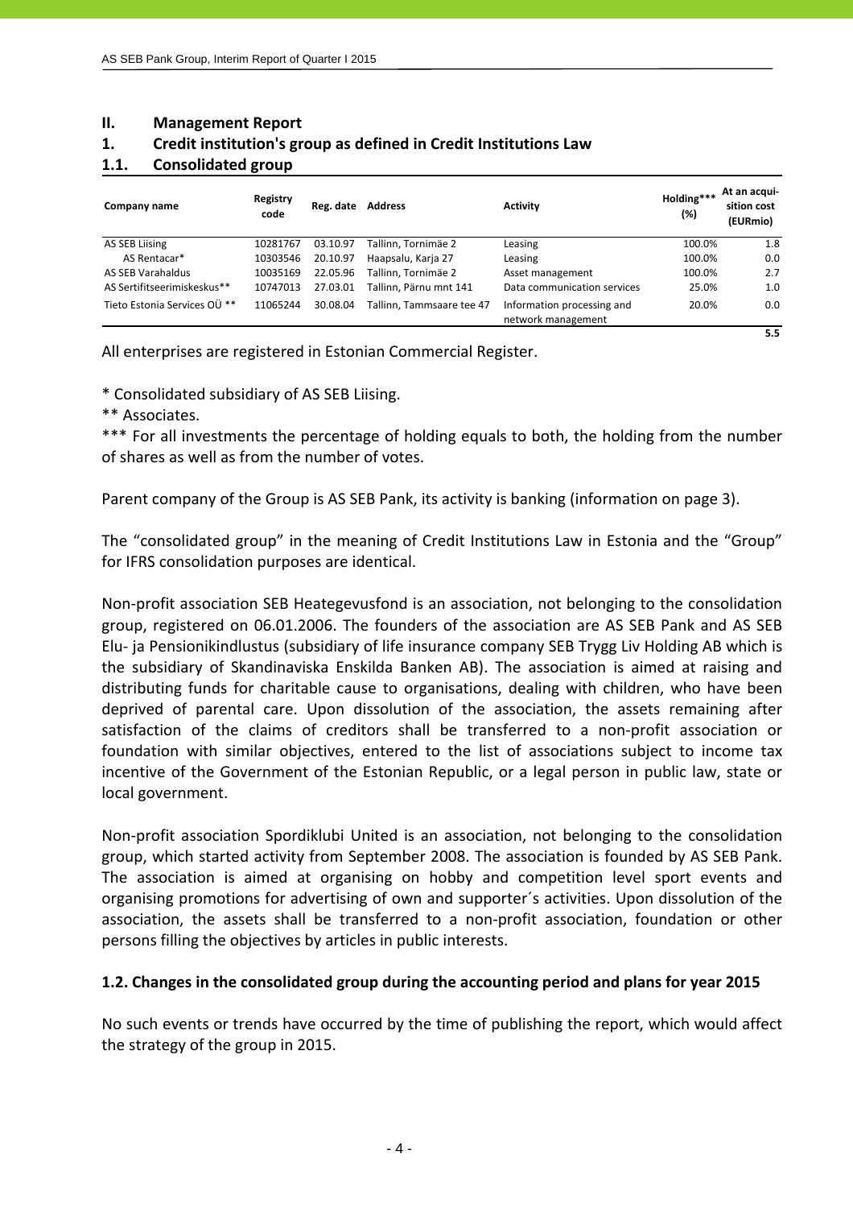## II. Management Report

### 1. Credit institution's group as defined in Credit Institutions Law

### 1.1. Consolidated group

| Company name | Registry code | Reg. date | Address | Activity | Holding*** (%) | At an acquisition cost (EURmio) |
|---|---|---|---|---|---|---|
| AS SEB Liising | 10281767 | 03.10.97 | Tallinn, Tornimäe 2 | Leasing | 100.0% | 1.8 |
| AS Rentacar* | 10303546 | 20.10.97 | Haapsalu, Karja 27 | Leasing | 100.0% | 0.0 |
| AS SEB Varahaldus | 10035169 | 22.05.96 | Tallinn, Tornimäe 2 | Asset management | 100.0% | 2.7 |
| AS Sertifitseerimiskeskus** | 10747013 | 27.03.01 | Tallinn, Pärnu mnt 141 | Data communication services | 25.0% | 1.0 |
| Tieto Estonia Services OÜ ** | 11065244 | 30.08.04 | Tallinn, Tammsaare tee 47 | Information processing and network management | 20.0% | 0.0 |
| | | | | | | 5.5 |

All enterprises are registered in Estonian Commercial Register.

* Consolidated subsidiary of AS SEB Liising.

** Associates.

*** For all investments the percentage of holding equals to both, the holding from the number of shares as well as from the number of votes.

Parent company of the Group is AS SEB Pank, its activity is banking (information on page 3).

The "consolidated group" in the meaning of Credit Institutions Law in Estonia and the "Group" for IFRS consolidation purposes are identical.

Non-profit association SEB Heategevusfond is an association, not belonging to the consolidation group, registered on 06.01.2006. The founders of the association are AS SEB Pank and AS SEB Elu- ja Pensionikindlustus (subsidiary of life insurance company SEB Trygg Liv Holding AB which is the subsidiary of Skandinaviska Enskilda Banken AB). The association is aimed at raising and distributing funds for charitable cause to organisations, dealing with children, who have been deprived of parental care. Upon dissolution of the association, the assets remaining after satisfaction of the claims of creditors shall be transferred to a non-profit association or foundation with similar objectives, entered to the list of associations subject to income tax incentive of the Government of the Estonian Republic, or a legal person in public law, state or local government.

Non-profit association Spordiklubi United is an association, not belonging to the consolidation group, which started activity from September 2008. The association is founded by AS SEB Pank. The association is aimed at organising on hobby and competition level sport events and organising promotions for advertising of own and supporter´s activities. Upon dissolution of the association, the assets shall be transferred to a non-profit association, foundation or other persons filling the objectives by articles in public interests.

### 1.2. Changes in the consolidated group during the accounting period and plans for year 2015

No such events or trends have occurred by the time of publishing the report, which would affect the strategy of the group in 2015.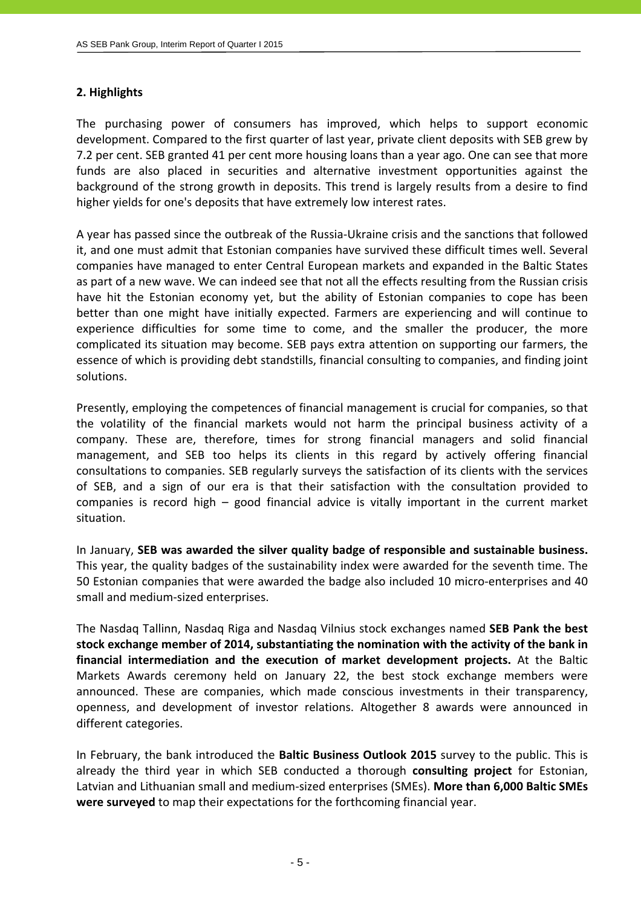## 2. Highlights

The purchasing power of consumers has improved, which helps to support economic development. Compared to the first quarter of last year, private client deposits with SEB grew by 7.2 per cent. SEB granted 41 per cent more housing loans than a year ago. One can see that more funds are also placed in securities and alternative investment opportunities against the background of the strong growth in deposits. This trend is largely results from a desire to find higher yields for one's deposits that have extremely low interest rates.

A year has passed since the outbreak of the Russia-Ukraine crisis and the sanctions that followed it, and one must admit that Estonian companies have survived these difficult times well. Several companies have managed to enter Central European markets and expanded in the Baltic States as part of a new wave. We can indeed see that not all the effects resulting from the Russian crisis have hit the Estonian economy yet, but the ability of Estonian companies to cope has been better than one might have initially expected. Farmers are experiencing and will continue to experience difficulties for some time to come, and the smaller the producer, the more complicated its situation may become. SEB pays extra attention on supporting our farmers, the essence of which is providing debt standstills, financial consulting to companies, and finding joint solutions.

Presently, employing the competences of financial management is crucial for companies, so that the volatility of the financial markets would not harm the principal business activity of a company. These are, therefore, times for strong financial managers and solid financial management, and SEB too helps its clients in this regard by actively offering financial consultations to companies. SEB regularly surveys the satisfaction of its clients with the services of SEB, and a sign of our era is that their satisfaction with the consultation provided to companies is record high – good financial advice is vitally important in the current market situation.

In January, **SEB was awarded the silver quality badge of responsible and sustainable business.** This year, the quality badges of the sustainability index were awarded for the seventh time. The 50 Estonian companies that were awarded the badge also included 10 micro-enterprises and 40 small and medium-sized enterprises.

The Nasdaq Tallinn, Nasdaq Riga and Nasdaq Vilnius stock exchanges named **SEB Pank the best stock exchange member of 2014, substantiating the nomination with the activity of the bank in financial intermediation and the execution of market development projects.** At the Baltic Markets Awards ceremony held on January 22, the best stock exchange members were announced. These are companies, which made conscious investments in their transparency, openness, and development of investor relations. Altogether 8 awards were announced in different categories.

In February, the bank introduced the **Baltic Business Outlook 2015** survey to the public. This is already the third year in which SEB conducted a thorough **consulting project** for Estonian, Latvian and Lithuanian small and medium-sized enterprises (SMEs). **More than 6,000 Baltic SMEs were surveyed** to map their expectations for the forthcoming financial year.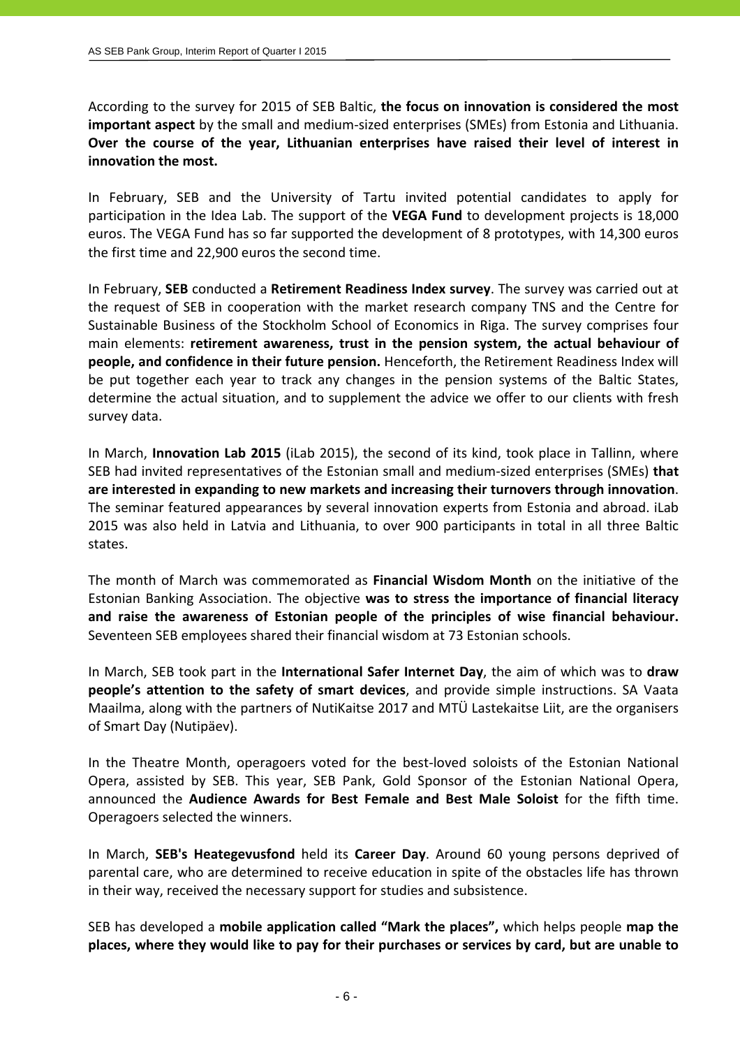According to the survey for 2015 of SEB Baltic, **the focus on innovation is considered the most important aspect** by the small and medium-sized enterprises (SMEs) from Estonia and Lithuania. **Over the course of the year, Lithuanian enterprises have raised their level of interest in innovation the most.**

In February, SEB and the University of Tartu invited potential candidates to apply for participation in the Idea Lab. The support of the **VEGA Fund** to development projects is 18,000 euros. The VEGA Fund has so far supported the development of 8 prototypes, with 14,300 euros the first time and 22,900 euros the second time.

In February, **SEB** conducted a **Retirement Readiness Index survey**. The survey was carried out at the request of SEB in cooperation with the market research company TNS and the Centre for Sustainable Business of the Stockholm School of Economics in Riga. The survey comprises four main elements: **retirement awareness, trust in the pension system, the actual behaviour of people, and confidence in their future pension.** Henceforth, the Retirement Readiness Index will be put together each year to track any changes in the pension systems of the Baltic States, determine the actual situation, and to supplement the advice we offer to our clients with fresh survey data.

In March, **Innovation Lab 2015** (iLab 2015), the second of its kind, took place in Tallinn, where SEB had invited representatives of the Estonian small and medium-sized enterprises (SMEs) **that are interested in expanding to new markets and increasing their turnovers through innovation**. The seminar featured appearances by several innovation experts from Estonia and abroad. iLab 2015 was also held in Latvia and Lithuania, to over 900 participants in total in all three Baltic states.

The month of March was commemorated as **Financial Wisdom Month** on the initiative of the Estonian Banking Association. The objective **was to stress the importance of financial literacy and raise the awareness of Estonian people of the principles of wise financial behaviour.** Seventeen SEB employees shared their financial wisdom at 73 Estonian schools.

In March, SEB took part in the **International Safer Internet Day**, the aim of which was to **draw people's attention to the safety of smart devices**, and provide simple instructions. SA Vaata Maailma, along with the partners of NutiKaitse 2017 and MTÜ Lastekaitse Liit, are the organisers of Smart Day (Nutipäev).

In the Theatre Month, operagoers voted for the best-loved soloists of the Estonian National Opera, assisted by SEB. This year, SEB Pank, Gold Sponsor of the Estonian National Opera, announced the **Audience Awards for Best Female and Best Male Soloist** for the fifth time. Operagoers selected the winners.

In March, **SEB's Heategevusfond** held its **Career Day**. Around 60 young persons deprived of parental care, who are determined to receive education in spite of the obstacles life has thrown in their way, received the necessary support for studies and subsistence.

SEB has developed a **mobile application called "Mark the places",** which helps people **map the places, where they would like to pay for their purchases or services by card, but are unable to**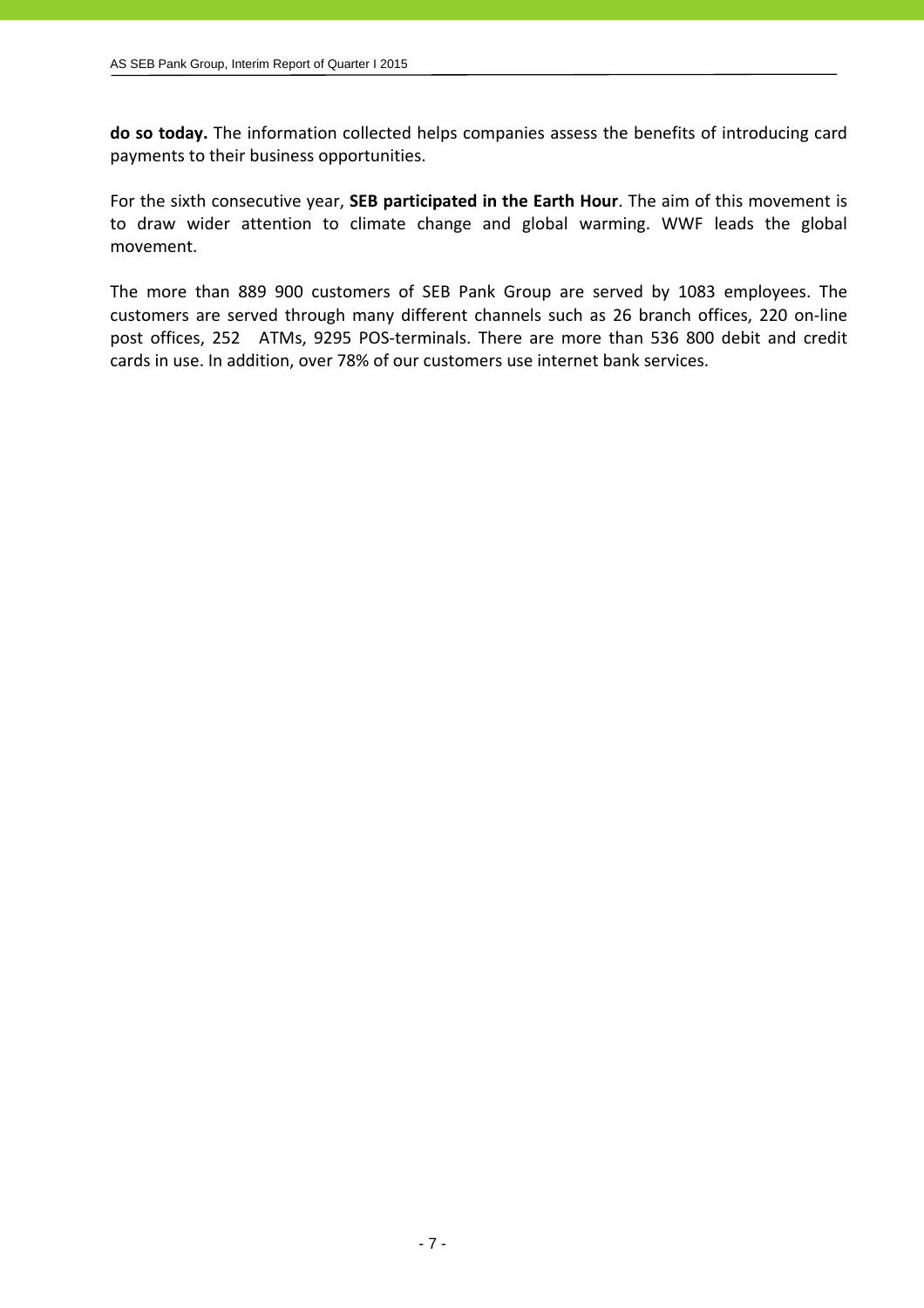**do so today.** The information collected helps companies assess the benefits of introducing card payments to their business opportunities.

For the sixth consecutive year, **SEB participated in the Earth Hour**. The aim of this movement is to draw wider attention to climate change and global warming. WWF leads the global movement.

The more than 889 900 customers of SEB Pank Group are served by 1083 employees. The customers are served through many different channels such as 26 branch offices, 220 on-line post offices, 252 ATMs, 9295 POS-terminals. There are more than 536 800 debit and credit cards in use. In addition, over 78% of our customers use internet bank services.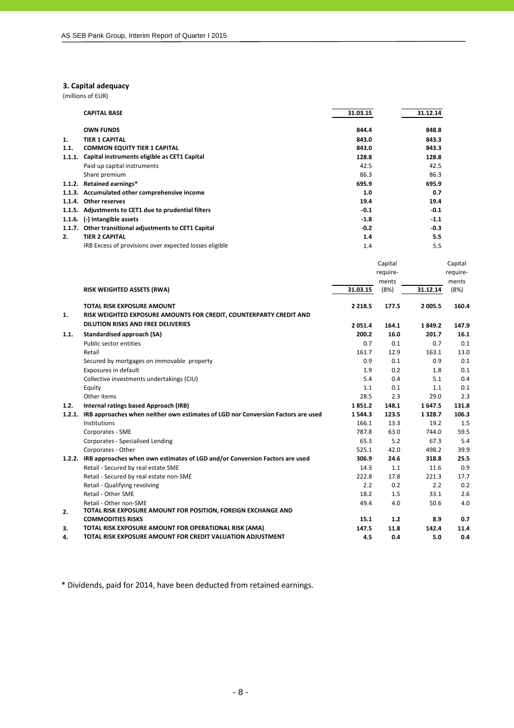## 3. Capital adequacy

(millions of EUR)

| | CAPITAL BASE | 31.03.15 | 31.12.14 |
|---|---|---|---|
| | **OWN FUNDS** | **844.4** | **848.8** |
| **1.** | **TIER 1 CAPITAL** | **843.0** | **843.3** |
| **1.1.** | **COMMON EQUITY TIER 1 CAPITAL** | **843.0** | **843.3** |
| **1.1.1.** | **Capital instruments eligible as CET1 Capital** | **128.8** | **128.8** |
| | Paid up capital instruments | 42.5 | 42.5 |
| | Share premium | 86.3 | 86.3 |
| **1.1.2.** | **Retained earnings*** | **695.9** | **695.9** |
| **1.1.3.** | **Accumulated other comprehensive income** | **1.0** | **0.7** |
| **1.1.4.** | **Other reserves** | **19.4** | **19.4** |
| **1.1.5.** | **Adjustments to CET1 due to prudential filters** | **-0.1** | **-0.1** |
| **1.1.6.** | **(-) Intangible assets** | **-1.8** | **-1.1** |
| **1.1.7.** | **Other transitional adjustments to CET1 Capital** | **-0.2** | **-0.3** |
| **2.** | **TIER 2 CAPITAL** | **1.4** | **5.5** |
| | IRB Excess of provisions over expected losses eligible | 1.4 | 5.5 |

| | RISK WEIGHTED ASSETS (RWA) | 31.03.15 | Capital require-ments (8%) | 31.12.14 | Capital require-ments (8%) |
|---|---|---|---|---|---|
| | **TOTAL RISK EXPOSURE AMOUNT** | **2 218.5** | **177.5** | **2 005.5** | **160.4** |
| **1.** | **RISK WEIGHTED EXPOSURE AMOUNTS FOR CREDIT, COUNTERPARTY CREDIT AND DILUTION RISKS AND FREE DELIVERIES** | **2 051.4** | **164.1** | **1 849.2** | **147.9** |
| **1.1.** | **Standardised approach (SA)** | **200.2** | **16.0** | **201.7** | **16.1** |
| | Public sector entities | 0.7 | 0.1 | 0.7 | 0.1 |
| | Retail | 161.7 | 12.9 | 163.1 | 13.0 |
| | Secured by mortgages on immovable property | 0.9 | 0.1 | 0.9 | 0.1 |
| | Exposures in default | 1.9 | 0.2 | 1.8 | 0.1 |
| | Collective investments undertakings (CIU) | 5.4 | 0.4 | 5.1 | 0.4 |
| | Equity | 1.1 | 0.1 | 1.1 | 0.1 |
| | Other items | 28.5 | 2.3 | 29.0 | 2.3 |
| **1.2.** | **Internal ratings based Approach (IRB)** | **1 851.2** | **148.1** | **1 647.5** | **131.8** |
| **1.2.1.** | **IRB approaches when neither own estimates of LGD nor Conversion Factors are used** | **1 544.3** | **123.5** | **1 328.7** | **106.3** |
| | Institutions | 166.1 | 13.3 | 19.2 | 1.5 |
| | Corporates - SME | 787.8 | 63.0 | 744.0 | 59.5 |
| | Corporates - Specialised Lending | 65.3 | 5.2 | 67.3 | 5.4 |
| | Corporates - Other | 525.1 | 42.0 | 498.2 | 39.9 |
| **1.2.2.** | **IRB approaches when own estimates of LGD and/or Conversion Factors are used** | **306.9** | **24.6** | **318.8** | **25.5** |
| | Retail - Secured by real estate SME | 14.3 | 1.1 | 11.6 | 0.9 |
| | Retail - Secured by real estate non-SME | 222.8 | 17.8 | 221.3 | 17.7 |
| | Retail - Qualifying revolving | 2.2 | 0.2 | 2.2 | 0.2 |
| | Retail - Other SME | 18.2 | 1.5 | 33.1 | 2.6 |
| | Retail - Other non-SME | 49.4 | 4.0 | 50.6 | 4.0 |
| **2.** | **TOTAL RISK EXPOSURE AMOUNT FOR POSITION, FOREIGN EXCHANGE AND COMMODITIES RISKS** | **15.1** | **1.2** | **8.9** | **0.7** |
| **3.** | **TOTAL RISK EXPOSURE AMOUNT FOR OPERATIONAL RISK (AMA)** | **147.5** | **11.8** | **142.4** | **11.4** |
| **4.** | **TOTAL RISK EXPOSURE AMOUNT FOR CREDIT VALUATION ADJUSTMENT** | **4.5** | **0.4** | **5.0** | **0.4** |

* Dividends, paid for 2014, have been deducted from retained earnings.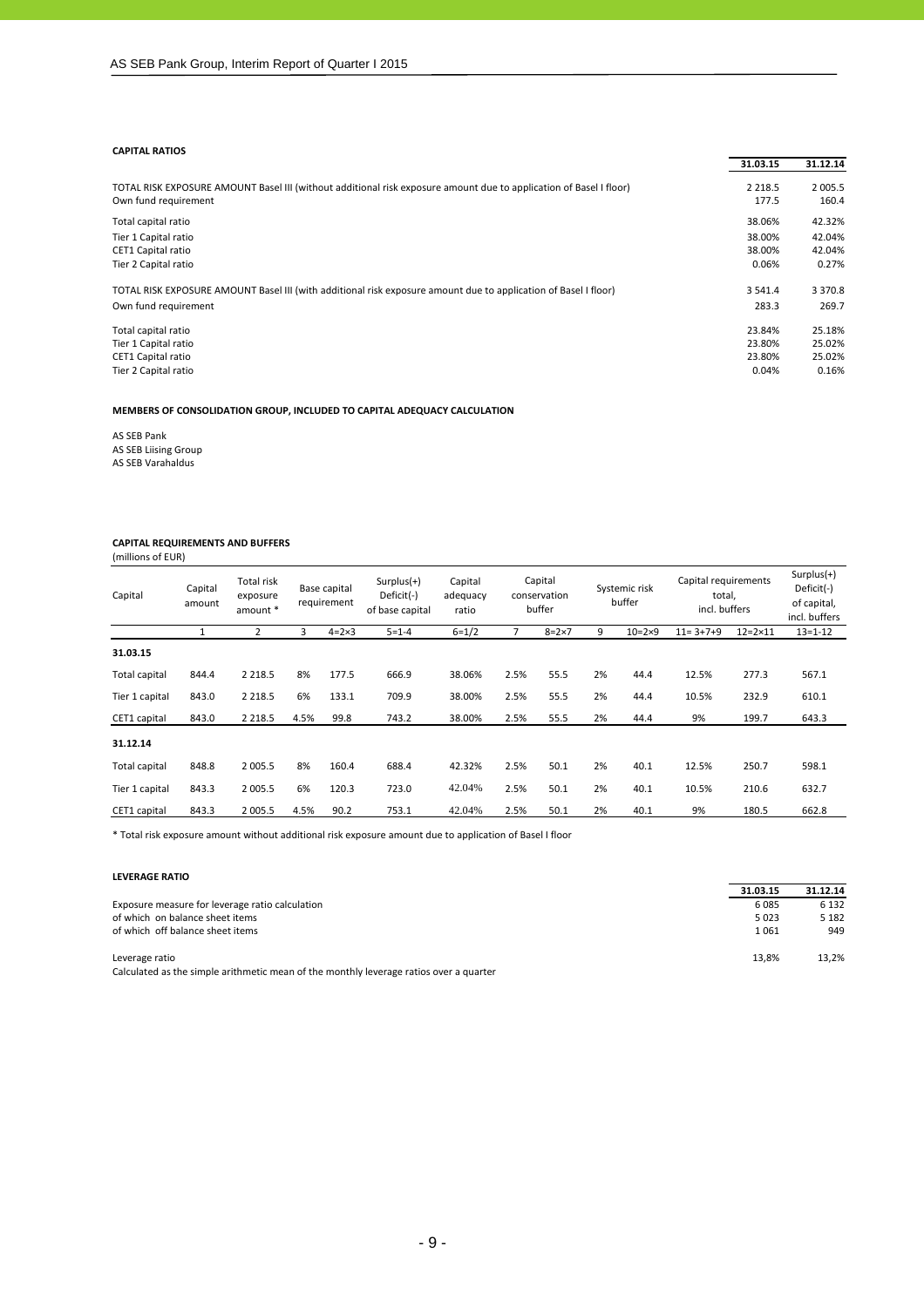**CAPITAL RATIOS**

| | 31.03.15 | 31.12.14 |
|---|---|---|
| TOTAL RISK EXPOSURE AMOUNT Basel III (without additional risk exposure amount due to application of Basel I floor) | 2 218.5 | 2 005.5 |
| Own fund requirement | 177.5 | 160.4 |
| Total capital ratio | 38.06% | 42.32% |
| Tier 1 Capital ratio | 38.00% | 42.04% |
| CET1 Capital ratio | 38.00% | 42.04% |
| Tier 2 Capital ratio | 0.06% | 0.27% |
| TOTAL RISK EXPOSURE AMOUNT Basel III (with additional risk exposure amount due to application of Basel I floor) | 3 541.4 | 3 370.8 |
| Own fund requirement | 283.3 | 269.7 |
| Total capital ratio | 23.84% | 25.18% |
| Tier 1 Capital ratio | 23.80% | 25.02% |
| CET1 Capital ratio | 23.80% | 25.02% |
| Tier 2 Capital ratio | 0.04% | 0.16% |

**MEMBERS OF CONSOLIDATION GROUP, INCLUDED TO CAPITAL ADEQUACY CALCULATION**

AS SEB Pank
AS SEB Liising Group
AS SEB Varahaldus

**CAPITAL REQUIREMENTS AND BUFFERS**
(millions of EUR)

| Capital | Capital amount | Total risk exposure amount * | Base capital requirement | | Surplus(+) Deficit(-) of base capital | Capital adequacy ratio | Capital conservation buffer | | Systemic risk buffer | | Capital requirements total, incl. buffers | | Surplus(+) Deficit(-) of capital, incl. buffers |
|---|---|---|---|---|---|---|---|---|---|---|---|---|---|
| | 1 | 2 | 3 | 4=2×3 | 5=1-4 | 6=1/2 | 7 | 8=2×7 | 9 | 10=2×9 | 11= 3+7+9 | 12=2×11 | 13=1-12 |
| **31.03.15** | | | | | | | | | | | | | |
| Total capital | 844.4 | 2 218.5 | 8% | 177.5 | 666.9 | 38.06% | 2.5% | 55.5 | 2% | 44.4 | 12.5% | 277.3 | 567.1 |
| Tier 1 capital | 843.0 | 2 218.5 | 6% | 133.1 | 709.9 | 38.00% | 2.5% | 55.5 | 2% | 44.4 | 10.5% | 232.9 | 610.1 |
| CET1 capital | 843.0 | 2 218.5 | 4.5% | 99.8 | 743.2 | 38.00% | 2.5% | 55.5 | 2% | 44.4 | 9% | 199.7 | 643.3 |
| **31.12.14** | | | | | | | | | | | | | |
| Total capital | 848.8 | 2 005.5 | 8% | 160.4 | 688.4 | 42.32% | 2.5% | 50.1 | 2% | 40.1 | 12.5% | 250.7 | 598.1 |
| Tier 1 capital | 843.3 | 2 005.5 | 6% | 120.3 | 723.0 | 42.04% | 2.5% | 50.1 | 2% | 40.1 | 10.5% | 210.6 | 632.7 |
| CET1 capital | 843.3 | 2 005.5 | 4.5% | 90.2 | 753.1 | 42.04% | 2.5% | 50.1 | 2% | 40.1 | 9% | 180.5 | 662.8 |

* Total risk exposure amount without additional risk exposure amount due to application of Basel I floor

**LEVERAGE RATIO**

| | 31.03.15 | 31.12.14 |
|---|---|---|
| Exposure measure for leverage ratio calculation | 6 085 | 6 132 |
| of which on balance sheet items | 5 023 | 5 182 |
| of which off balance sheet items | 1 061 | 949 |
| Leverage ratio | 13,8% | 13,2% |

Calculated as the simple arithmetic mean of the monthly leverage ratios over a quarter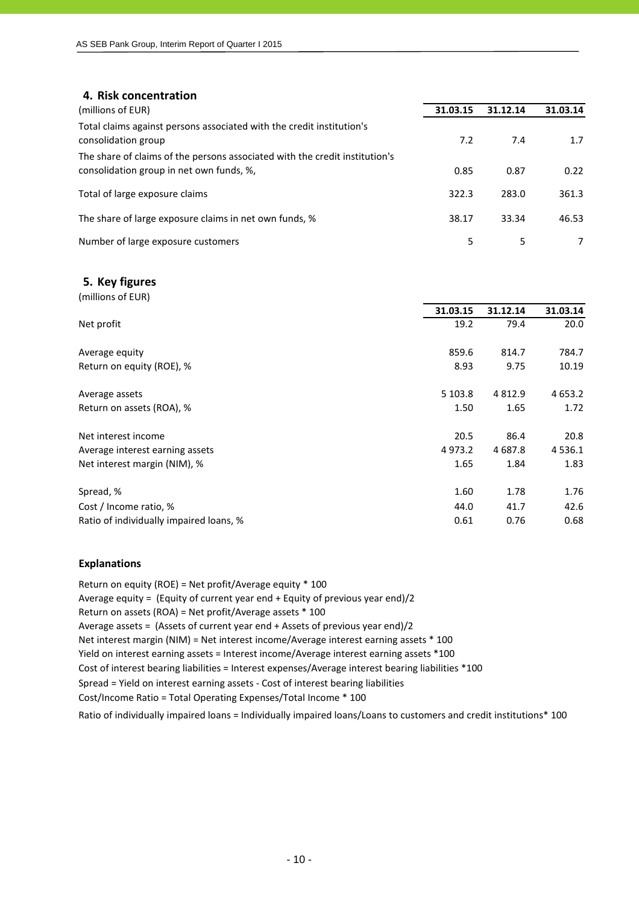## 4. Risk concentration

| (millions of EUR) | 31.03.15 | 31.12.14 | 31.03.14 |
|---|---|---|---|
| Total claims against persons associated with the credit institution's consolidation group | 7.2 | 7.4 | 1.7 |
| The share of claims of the persons associated with the credit institution's consolidation group in net own funds, %, | 0.85 | 0.87 | 0.22 |
| Total of large exposure claims | 322.3 | 283.0 | 361.3 |
| The share of large exposure claims in net own funds, % | 38.17 | 33.34 | 46.53 |
| Number of large exposure customers | 5 | 5 | 7 |

## 5. Key figures

(millions of EUR)

| | 31.03.15 | 31.12.14 | 31.03.14 |
|---|---|---|---|
| Net profit | 19.2 | 79.4 | 20.0 |
| Average equity | 859.6 | 814.7 | 784.7 |
| Return on equity (ROE), % | 8.93 | 9.75 | 10.19 |
| Average assets | 5 103.8 | 4 812.9 | 4 653.2 |
| Return on assets (ROA), % | 1.50 | 1.65 | 1.72 |
| Net interest income | 20.5 | 86.4 | 20.8 |
| Average interest earning assets | 4 973.2 | 4 687.8 | 4 536.1 |
| Net interest margin (NIM), % | 1.65 | 1.84 | 1.83 |
| Spread, % | 1.60 | 1.78 | 1.76 |
| Cost / Income ratio, % | 44.0 | 41.7 | 42.6 |
| Ratio of individually impaired loans, % | 0.61 | 0.76 | 0.68 |

### Explanations

Return on equity (ROE) = Net profit/Average equity * 100
Average equity = (Equity of current year end + Equity of previous year end)/2
Return on assets (ROA) = Net profit/Average assets * 100
Average assets = (Assets of current year end + Assets of previous year end)/2
Net interest margin (NIM) = Net interest income/Average interest earning assets * 100
Yield on interest earning assets = Interest income/Average interest earning assets *100
Cost of interest bearing liabilities = Interest expenses/Average interest bearing liabilities *100
Spread = Yield on interest earning assets - Cost of interest bearing liabilities
Cost/Income Ratio = Total Operating Expenses/Total Income * 100
Ratio of individually impaired loans = Individually impaired loans/Loans to customers and credit institutions* 100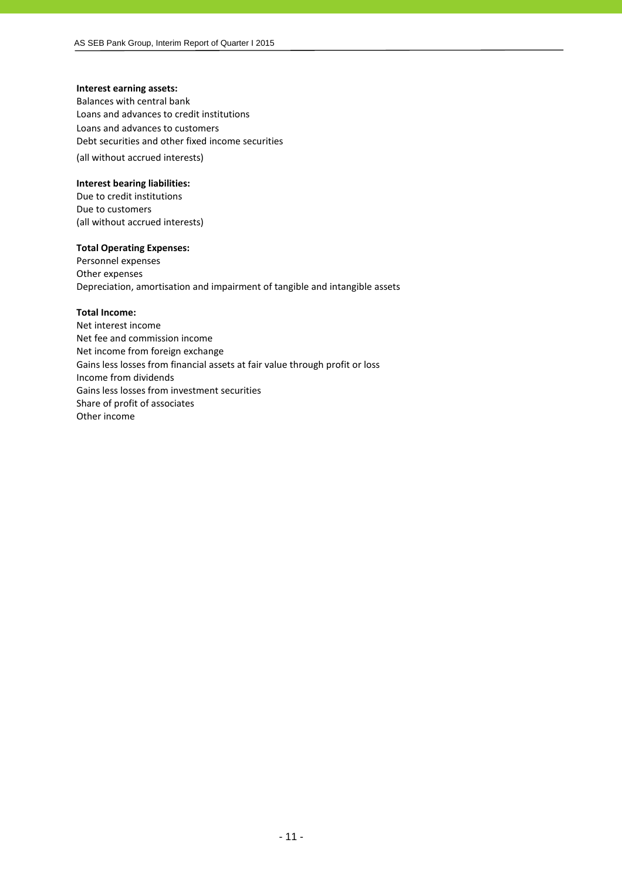**Interest earning assets:**
Balances with central bank
Loans and advances to credit institutions
Loans and advances to customers
Debt securities and other fixed income securities
(all without accrued interests)

**Interest bearing liabilities:**
Due to credit institutions
Due to customers
(all without accrued interests)

**Total Operating Expenses:**
Personnel expenses
Other expenses
Depreciation, amortisation and impairment of tangible and intangible assets

**Total Income:**
Net interest income
Net fee and commission income
Net income from foreign exchange
Gains less losses from financial assets at fair value through profit or loss
Income from dividends
Gains less losses from investment securities
Share of profit of associates
Other income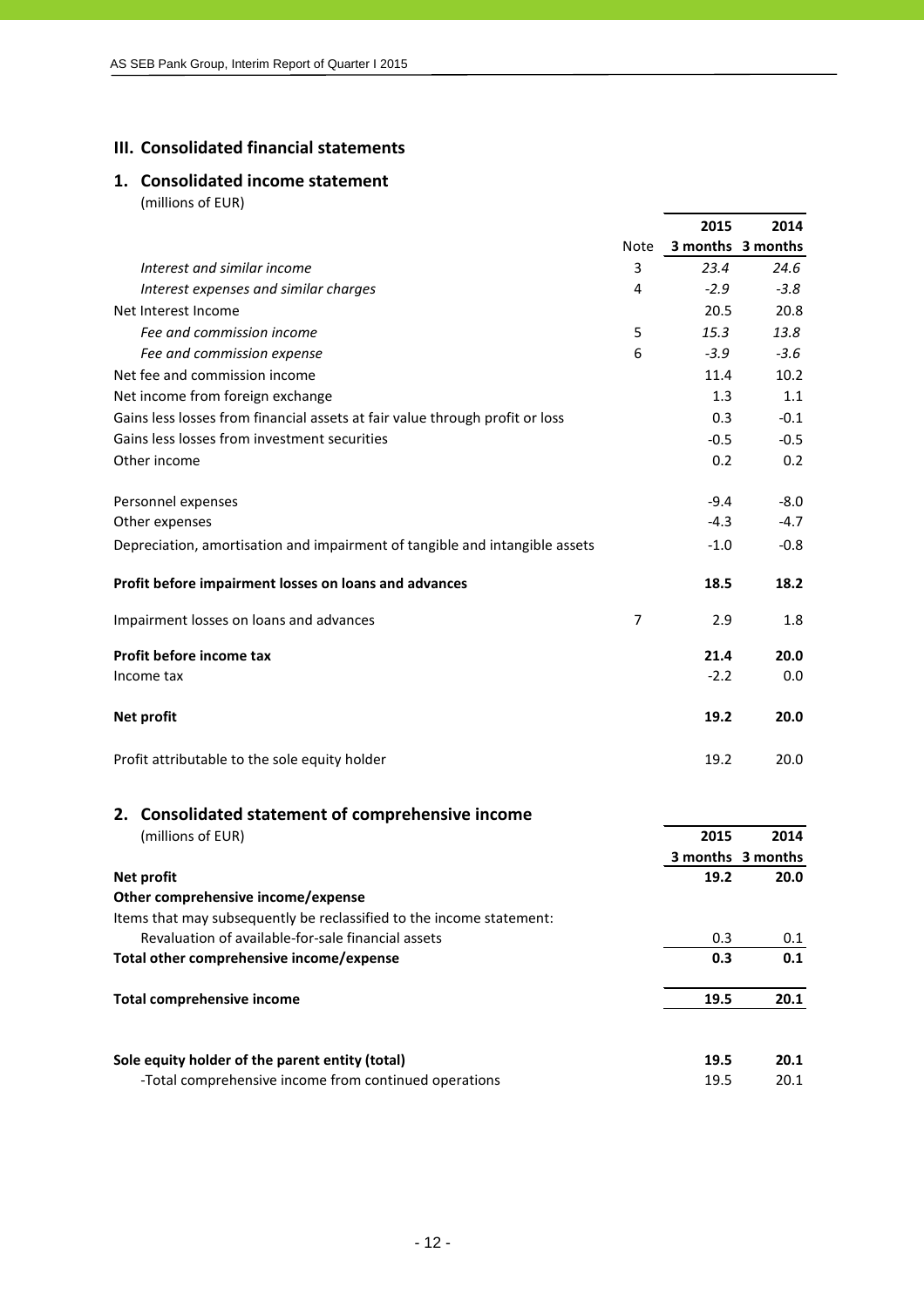# III. Consolidated financial statements

## 1. Consolidated income statement

(millions of EUR)

| | Note | 2015 3 months | 2014 3 months |
|---|---|---|---|
| *Interest and similar income* | 3 | *23.4* | *24.6* |
| *Interest expenses and similar charges* | 4 | *-2.9* | *-3.8* |
| Net Interest Income | | 20.5 | 20.8 |
| *Fee and commission income* | 5 | *15.3* | *13.8* |
| *Fee and commission expense* | 6 | *-3.9* | *-3.6* |
| Net fee and commission income | | 11.4 | 10.2 |
| Net income from foreign exchange | | 1.3 | 1.1 |
| Gains less losses from financial assets at fair value through profit or loss | | 0.3 | -0.1 |
| Gains less losses from investment securities | | -0.5 | -0.5 |
| Other income | | 0.2 | 0.2 |
| Personnel expenses | | -9.4 | -8.0 |
| Other expenses | | -4.3 | -4.7 |
| Depreciation, amortisation and impairment of tangible and intangible assets | | -1.0 | -0.8 |
| **Profit before impairment losses on loans and advances** | | **18.5** | **18.2** |
| Impairment losses on loans and advances | 7 | 2.9 | 1.8 |
| **Profit before income tax** | | **21.4** | **20.0** |
| Income tax | | -2.2 | 0.0 |
| **Net profit** | | **19.2** | **20.0** |
| Profit attributable to the sole equity holder | | 19.2 | 20.0 |

## 2. Consolidated statement of comprehensive income

(millions of EUR)

| | 2015 3 months | 2014 3 months |
|---|---|---|
| **Net profit** | **19.2** | **20.0** |
| **Other comprehensive income/expense** | | |
| Items that may subsequently be reclassified to the income statement: | | |
| Revaluation of available-for-sale financial assets | 0.3 | 0.1 |
| **Total other comprehensive income/expense** | **0.3** | **0.1** |
| **Total comprehensive income** | **19.5** | **20.1** |
| **Sole equity holder of the parent entity (total)** | **19.5** | **20.1** |
| -Total comprehensive income from continued operations | 19.5 | 20.1 |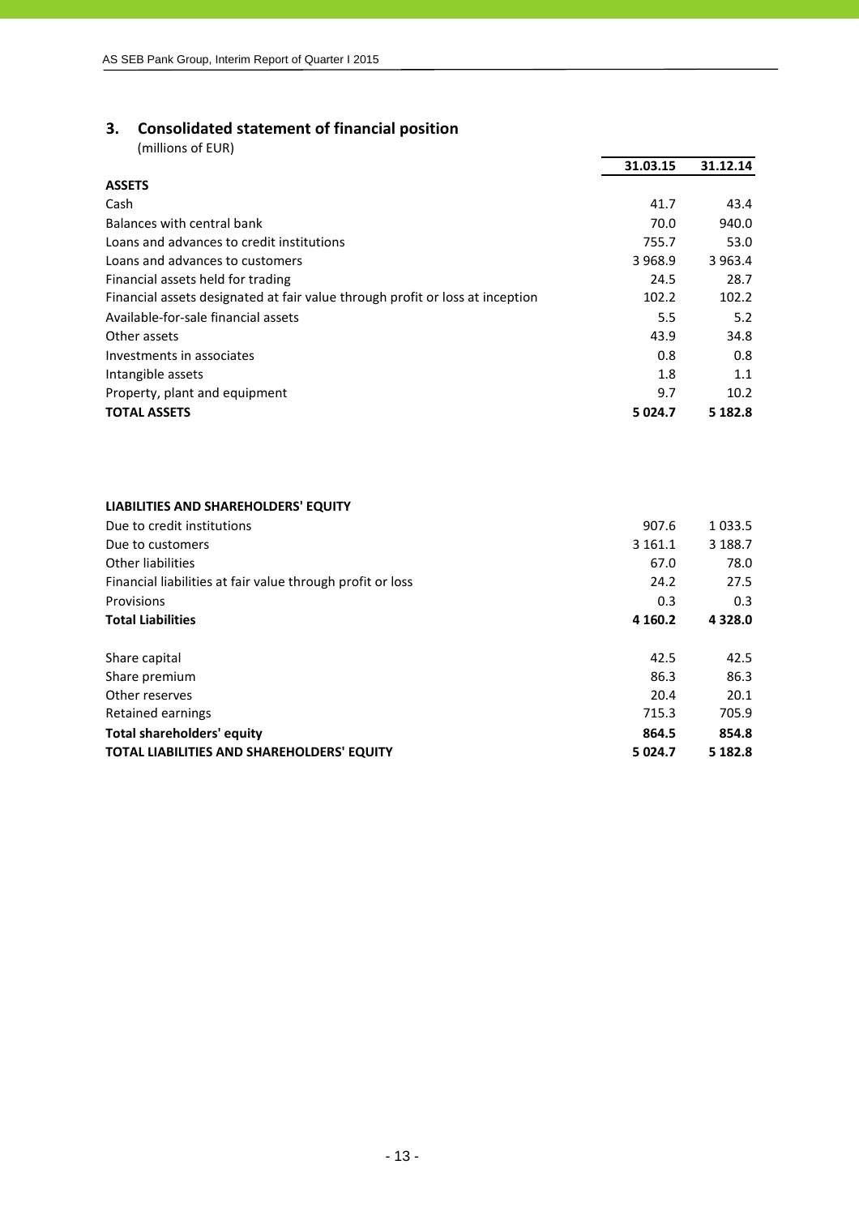## 3. Consolidated statement of financial position

(millions of EUR)

| | 31.03.15 | 31.12.14 |
|---|---|---|
| **ASSETS** | | |
| Cash | 41.7 | 43.4 |
| Balances with central bank | 70.0 | 940.0 |
| Loans and advances to credit institutions | 755.7 | 53.0 |
| Loans and advances to customers | 3 968.9 | 3 963.4 |
| Financial assets held for trading | 24.5 | 28.7 |
| Financial assets designated at fair value through profit or loss at inception | 102.2 | 102.2 |
| Available-for-sale financial assets | 5.5 | 5.2 |
| Other assets | 43.9 | 34.8 |
| Investments in associates | 0.8 | 0.8 |
| Intangible assets | 1.8 | 1.1 |
| Property, plant and equipment | 9.7 | 10.2 |
| **TOTAL ASSETS** | **5 024.7** | **5 182.8** |
| | | |
| **LIABILITIES AND SHAREHOLDERS' EQUITY** | | |
| Due to credit institutions | 907.6 | 1 033.5 |
| Due to customers | 3 161.1 | 3 188.7 |
| Other liabilities | 67.0 | 78.0 |
| Financial liabilities at fair value through profit or loss | 24.2 | 27.5 |
| Provisions | 0.3 | 0.3 |
| **Total Liabilities** | **4 160.2** | **4 328.0** |
| | | |
| Share capital | 42.5 | 42.5 |
| Share premium | 86.3 | 86.3 |
| Other reserves | 20.4 | 20.1 |
| Retained earnings | 715.3 | 705.9 |
| **Total shareholders' equity** | **864.5** | **854.8** |
| **TOTAL LIABILITIES AND SHAREHOLDERS' EQUITY** | **5 024.7** | **5 182.8** |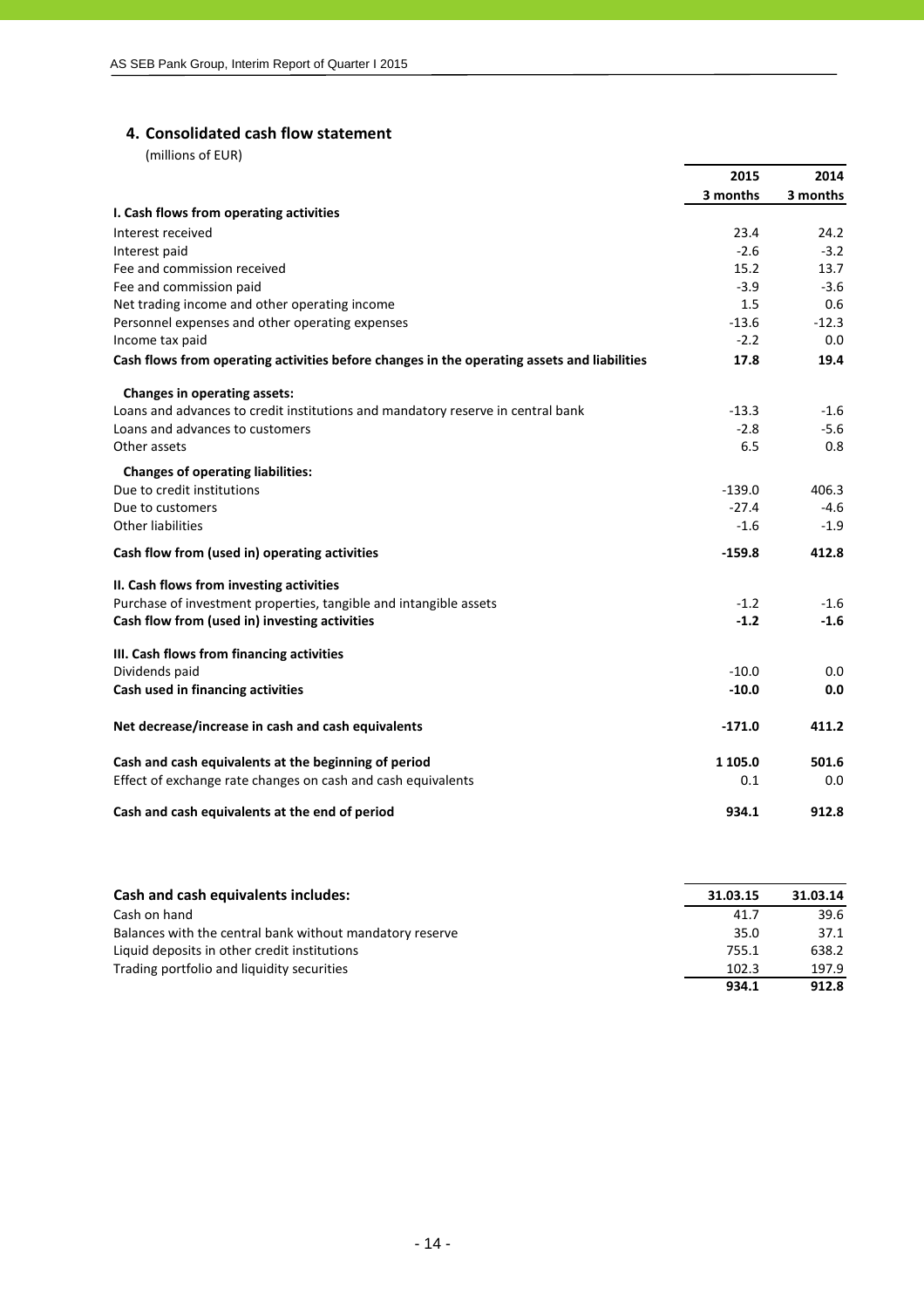## 4. Consolidated cash flow statement

(millions of EUR)

| | 2015 3 months | 2014 3 months |
|---|---|---|
| **I. Cash flows from operating activities** | | |
| Interest received | 23.4 | 24.2 |
| Interest paid | -2.6 | -3.2 |
| Fee and commission received | 15.2 | 13.7 |
| Fee and commission paid | -3.9 | -3.6 |
| Net trading income and other operating income | 1.5 | 0.6 |
| Personnel expenses and other operating expenses | -13.6 | -12.3 |
| Income tax paid | -2.2 | 0.0 |
| **Cash flows from operating activities before changes in the operating assets and liabilities** | **17.8** | **19.4** |
| **Changes in operating assets:** | | |
| Loans and advances to credit institutions and mandatory reserve in central bank | -13.3 | -1.6 |
| Loans and advances to customers | -2.8 | -5.6 |
| Other assets | 6.5 | 0.8 |
| **Changes of operating liabilities:** | | |
| Due to credit institutions | -139.0 | 406.3 |
| Due to customers | -27.4 | -4.6 |
| Other liabilities | -1.6 | -1.9 |
| **Cash flow from (used in) operating activities** | **-159.8** | **412.8** |
| **II. Cash flows from investing activities** | | |
| Purchase of investment properties, tangible and intangible assets | -1.2 | -1.6 |
| **Cash flow from (used in) investing activities** | **-1.2** | **-1.6** |
| **III. Cash flows from financing activities** | | |
| Dividends paid | -10.0 | 0.0 |
| **Cash used in financing activities** | **-10.0** | **0.0** |
| **Net decrease/increase in cash and cash equivalents** | **-171.0** | **411.2** |
| **Cash and cash equivalents at the beginning of period** | **1 105.0** | **501.6** |
| Effect of exchange rate changes on cash and cash equivalents | 0.1 | 0.0 |
| **Cash and cash equivalents at the end of period** | **934.1** | **912.8** |

| **Cash and cash equivalents includes:** | 31.03.15 | 31.03.14 |
|---|---|---|
| Cash on hand | 41.7 | 39.6 |
| Balances with the central bank without mandatory reserve | 35.0 | 37.1 |
| Liquid deposits in other credit institutions | 755.1 | 638.2 |
| Trading portfolio and liquidity securities | 102.3 | 197.9 |
| | **934.1** | **912.8** |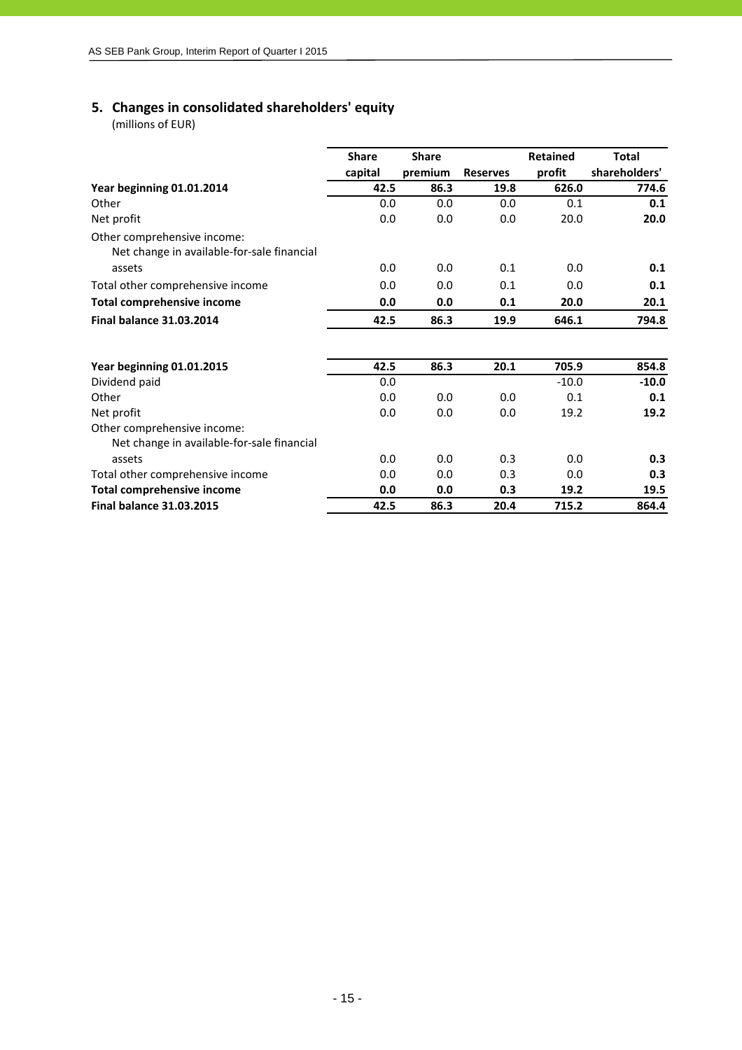## 5. Changes in consolidated shareholders' equity

(millions of EUR)

| | Share capital | Share premium | Reserves | Retained profit | Total shareholders' |
|---|---|---|---|---|---|
| **Year beginning 01.01.2014** | **42.5** | **86.3** | **19.8** | **626.0** | **774.6** |
| Other | 0.0 | 0.0 | 0.0 | 0.1 | **0.1** |
| Net profit | 0.0 | 0.0 | 0.0 | 20.0 | **20.0** |
| Other comprehensive income: | | | | | |
| Net change in available-for-sale financial assets | 0.0 | 0.0 | 0.1 | 0.0 | **0.1** |
| Total other comprehensive income | 0.0 | 0.0 | 0.1 | 0.0 | **0.1** |
| **Total comprehensive income** | **0.0** | **0.0** | **0.1** | **20.0** | **20.1** |
| **Final balance 31.03.2014** | **42.5** | **86.3** | **19.9** | **646.1** | **794.8** |
| | | | | | |
| **Year beginning 01.01.2015** | **42.5** | **86.3** | **20.1** | **705.9** | **854.8** |
| Dividend paid | 0.0 | | | -10.0 | **-10.0** |
| Other | 0.0 | 0.0 | 0.0 | 0.1 | **0.1** |
| Net profit | 0.0 | 0.0 | 0.0 | 19.2 | **19.2** |
| Other comprehensive income: | | | | | |
| Net change in available-for-sale financial assets | 0.0 | 0.0 | 0.3 | 0.0 | **0.3** |
| Total other comprehensive income | 0.0 | 0.0 | 0.3 | 0.0 | **0.3** |
| **Total comprehensive income** | **0.0** | **0.0** | **0.3** | **19.2** | **19.5** |
| **Final balance 31.03.2015** | **42.5** | **86.3** | **20.4** | **715.2** | **864.4** |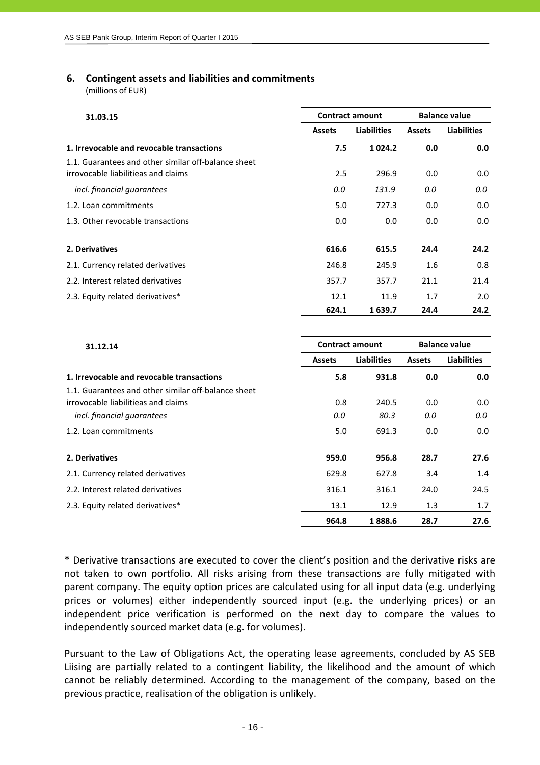## 6. Contingent assets and liabilities and commitments

(millions of EUR)

| 31.03.15 | Contract amount | | Balance value | |
|---|---|---|---|---|
| | Assets | Liabilities | Assets | Liabilities |
| **1. Irrevocable and revocable transactions** | **7.5** | **1 024.2** | **0.0** | **0.0** |
| 1.1. Guarantees and other similar off-balance sheet irrovocable liabilitieas and claims | 2.5 | 296.9 | 0.0 | 0.0 |
| *incl. financial guarantees* | *0.0* | *131.9* | *0.0* | *0.0* |
| 1.2. Loan commitments | 5.0 | 727.3 | 0.0 | 0.0 |
| 1.3. Other revocable transactions | 0.0 | 0.0 | 0.0 | 0.0 |
| **2. Derivatives** | **616.6** | **615.5** | **24.4** | **24.2** |
| 2.1. Currency related derivatives | 246.8 | 245.9 | 1.6 | 0.8 |
| 2.2. Interest related derivatives | 357.7 | 357.7 | 21.1 | 21.4 |
| 2.3. Equity related derivatives* | 12.1 | 11.9 | 1.7 | 2.0 |
| | **624.1** | **1 639.7** | **24.4** | **24.2** |

| 31.12.14 | Contract amount | | Balance value | |
|---|---|---|---|---|
| | Assets | Liabilities | Assets | Liabilities |
| **1. Irrevocable and revocable transactions** | **5.8** | **931.8** | **0.0** | **0.0** |
| 1.1. Guarantees and other similar off-balance sheet irrovocable liabilitieas and claims | 0.8 | 240.5 | 0.0 | 0.0 |
| *incl. financial guarantees* | *0.0* | *80.3* | *0.0* | *0.0* |
| 1.2. Loan commitments | 5.0 | 691.3 | 0.0 | 0.0 |
| **2. Derivatives** | **959.0** | **956.8** | **28.7** | **27.6** |
| 2.1. Currency related derivatives | 629.8 | 627.8 | 3.4 | 1.4 |
| 2.2. Interest related derivatives | 316.1 | 316.1 | 24.0 | 24.5 |
| 2.3. Equity related derivatives* | 13.1 | 12.9 | 1.3 | 1.7 |
| | **964.8** | **1 888.6** | **28.7** | **27.6** |

* Derivative transactions are executed to cover the client's position and the derivative risks are not taken to own portfolio. All risks arising from these transactions are fully mitigated with parent company. The equity option prices are calculated using for all input data (e.g. underlying prices or volumes) either independently sourced input (e.g. the underlying prices) or an independent price verification is performed on the next day to compare the values to independently sourced market data (e.g. for volumes).

Pursuant to the Law of Obligations Act, the operating lease agreements, concluded by AS SEB Liising are partially related to a contingent liability, the likelihood and the amount of which cannot be reliably determined. According to the management of the company, based on the previous practice, realisation of the obligation is unlikely.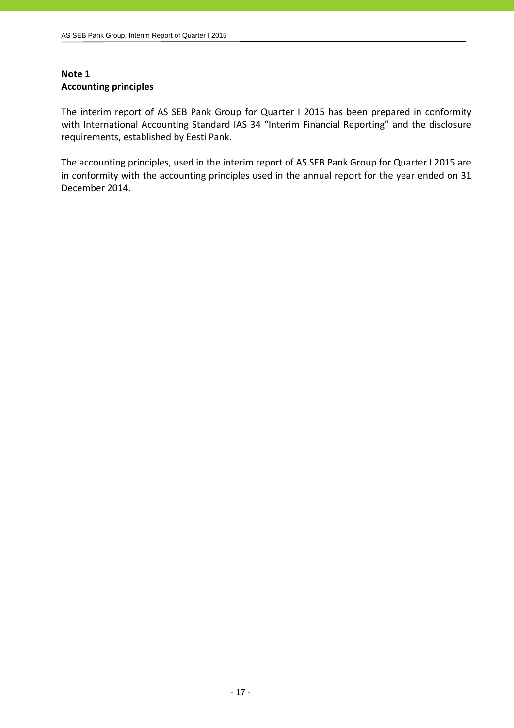## Note 1
## Accounting principles

The interim report of AS SEB Pank Group for Quarter I 2015 has been prepared in conformity with International Accounting Standard IAS 34 "Interim Financial Reporting" and the disclosure requirements, established by Eesti Pank.

The accounting principles, used in the interim report of AS SEB Pank Group for Quarter I 2015 are in conformity with the accounting principles used in the annual report for the year ended on 31 December 2014.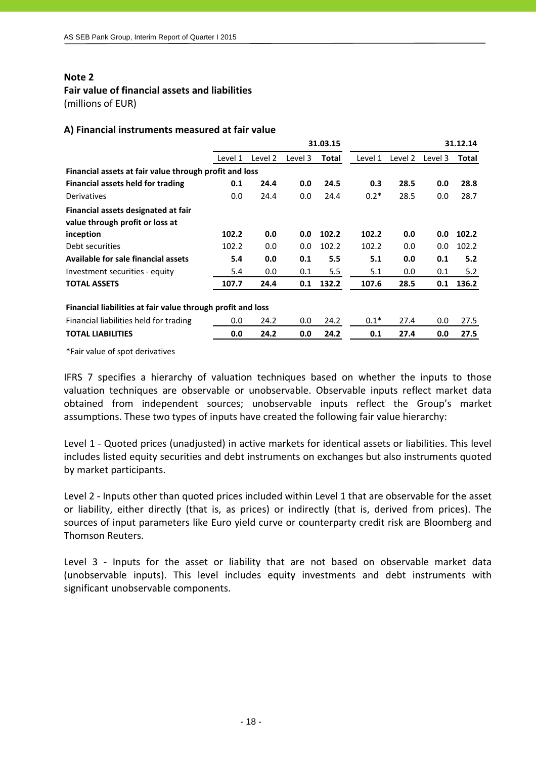**Note 2**

**Fair value of financial assets and liabilities**

(millions of EUR)

**A) Financial instruments measured at fair value**

| | 31.03.15 | | | | 31.12.14 | | | |
|---|---|---|---|---|---|---|---|---|
| | Level 1 | Level 2 | Level 3 | **Total** | Level 1 | Level 2 | Level 3 | **Total** |
| **Financial assets at fair value through profit and loss** | | | | | | | | |
| **Financial assets held for trading** | **0.1** | **24.4** | **0.0** | **24.5** | **0.3** | **28.5** | **0.0** | **28.8** |
| Derivatives | 0.0 | 24.4 | 0.0 | 24.4 | 0.2* | 28.5 | 0.0 | 28.7 |
| **Financial assets designated at fair value through profit or loss at inception** | **102.2** | **0.0** | **0.0** | **102.2** | **102.2** | **0.0** | **0.0** | **102.2** |
| Debt securities | 102.2 | 0.0 | 0.0 | 102.2 | 102.2 | 0.0 | 0.0 | 102.2 |
| **Available for sale financial assets** | **5.4** | **0.0** | **0.1** | **5.5** | **5.1** | **0.0** | **0.1** | **5.2** |
| Investment securities - equity | 5.4 | 0.0 | 0.1 | 5.5 | 5.1 | 0.0 | 0.1 | 5.2 |
| **TOTAL ASSETS** | **107.7** | **24.4** | **0.1** | **132.2** | **107.6** | **28.5** | **0.1** | **136.2** |
| | | | | | | | | |
| **Financial liabilities at fair value through profit and loss** | | | | | | | | |
| Financial liabilities held for trading | 0.0 | 24.2 | 0.0 | 24.2 | 0.1* | 27.4 | 0.0 | 27.5 |
| **TOTAL LIABILITIES** | **0.0** | **24.2** | **0.0** | **24.2** | **0.1** | **27.4** | **0.0** | **27.5** |

*Fair value of spot derivatives

IFRS 7 specifies a hierarchy of valuation techniques based on whether the inputs to those valuation techniques are observable or unobservable. Observable inputs reflect market data obtained from independent sources; unobservable inputs reflect the Group's market assumptions. These two types of inputs have created the following fair value hierarchy:

Level 1 - Quoted prices (unadjusted) in active markets for identical assets or liabilities. This level includes listed equity securities and debt instruments on exchanges but also instruments quoted by market participants.

Level 2 - Inputs other than quoted prices included within Level 1 that are observable for the asset or liability, either directly (that is, as prices) or indirectly (that is, derived from prices). The sources of input parameters like Euro yield curve or counterparty credit risk are Bloomberg and Thomson Reuters.

Level 3 - Inputs for the asset or liability that are not based on observable market data (unobservable inputs). This level includes equity investments and debt instruments with significant unobservable components.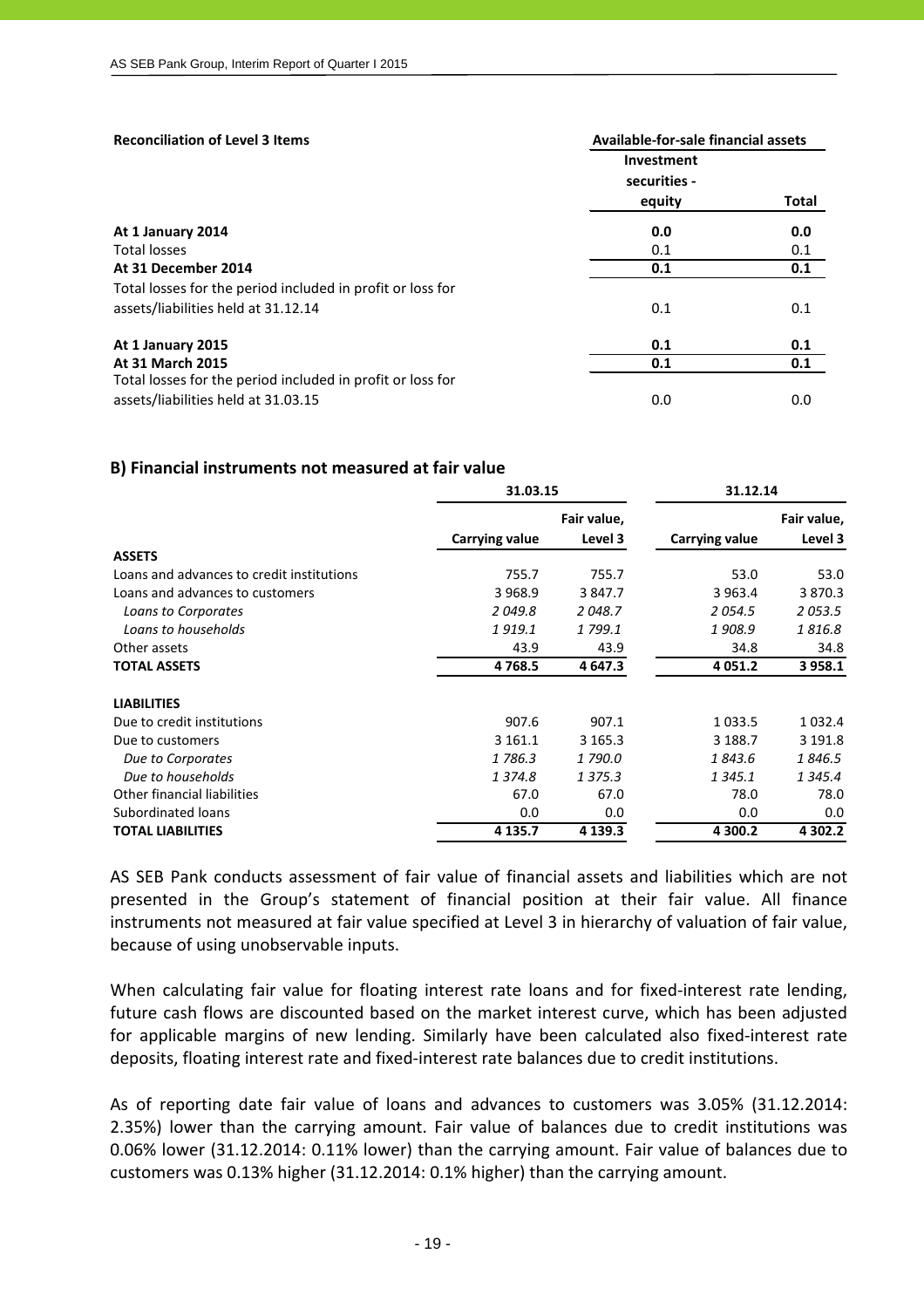**Reconciliation of Level 3 Items**

| | Available-for-sale financial assets | |
|---|---|---|
| | Investment securities - equity | Total |
| **At 1 January 2014** | **0.0** | **0.0** |
| Total losses | 0.1 | 0.1 |
| **At 31 December 2014** | **0.1** | **0.1** |
| Total losses for the period included in profit or loss for assets/liabilities held at 31.12.14 | 0.1 | 0.1 |
| **At 1 January 2015** | **0.1** | **0.1** |
| **At 31 March 2015** | **0.1** | **0.1** |
| Total losses for the period included in profit or loss for assets/liabilities held at 31.03.15 | 0.0 | 0.0 |

## B) Financial instruments not measured at fair value

| | 31.03.15 | | 31.12.14 | |
|---|---|---|---|---|
| | Carrying value | Fair value, Level 3 | Carrying value | Fair value, Level 3 |
| **ASSETS** | | | | |
| Loans and advances to credit institutions | 755.7 | 755.7 | 53.0 | 53.0 |
| Loans and advances to customers | 3 968.9 | 3 847.7 | 3 963.4 | 3 870.3 |
| *Loans to Corporates* | *2 049.8* | *2 048.7* | *2 054.5* | *2 053.5* |
| *Loans to households* | *1 919.1* | *1 799.1* | *1 908.9* | *1 816.8* |
| Other assets | 43.9 | 43.9 | 34.8 | 34.8 |
| **TOTAL ASSETS** | **4 768.5** | **4 647.3** | **4 051.2** | **3 958.1** |
| **LIABILITIES** | | | | |
| Due to credit institutions | 907.6 | 907.1 | 1 033.5 | 1 032.4 |
| Due to customers | 3 161.1 | 3 165.3 | 3 188.7 | 3 191.8 |
| *Due to Corporates* | *1 786.3* | *1 790.0* | *1 843.6* | *1 846.5* |
| *Due to households* | *1 374.8* | *1 375.3* | *1 345.1* | *1 345.4* |
| Other financial liabilities | 67.0 | 67.0 | 78.0 | 78.0 |
| Subordinated loans | 0.0 | 0.0 | 0.0 | 0.0 |
| **TOTAL LIABILITIES** | **4 135.7** | **4 139.3** | **4 300.2** | **4 302.2** |

AS SEB Pank conducts assessment of fair value of financial assets and liabilities which are not presented in the Group's statement of financial position at their fair value. All finance instruments not measured at fair value specified at Level 3 in hierarchy of valuation of fair value, because of using unobservable inputs.

When calculating fair value for floating interest rate loans and for fixed-interest rate lending, future cash flows are discounted based on the market interest curve, which has been adjusted for applicable margins of new lending. Similarly have been calculated also fixed-interest rate deposits, floating interest rate and fixed-interest rate balances due to credit institutions.

As of reporting date fair value of loans and advances to customers was 3.05% (31.12.2014: 2.35%) lower than the carrying amount. Fair value of balances due to credit institutions was 0.06% lower (31.12.2014: 0.11% lower) than the carrying amount. Fair value of balances due to customers was 0.13% higher (31.12.2014: 0.1% higher) than the carrying amount.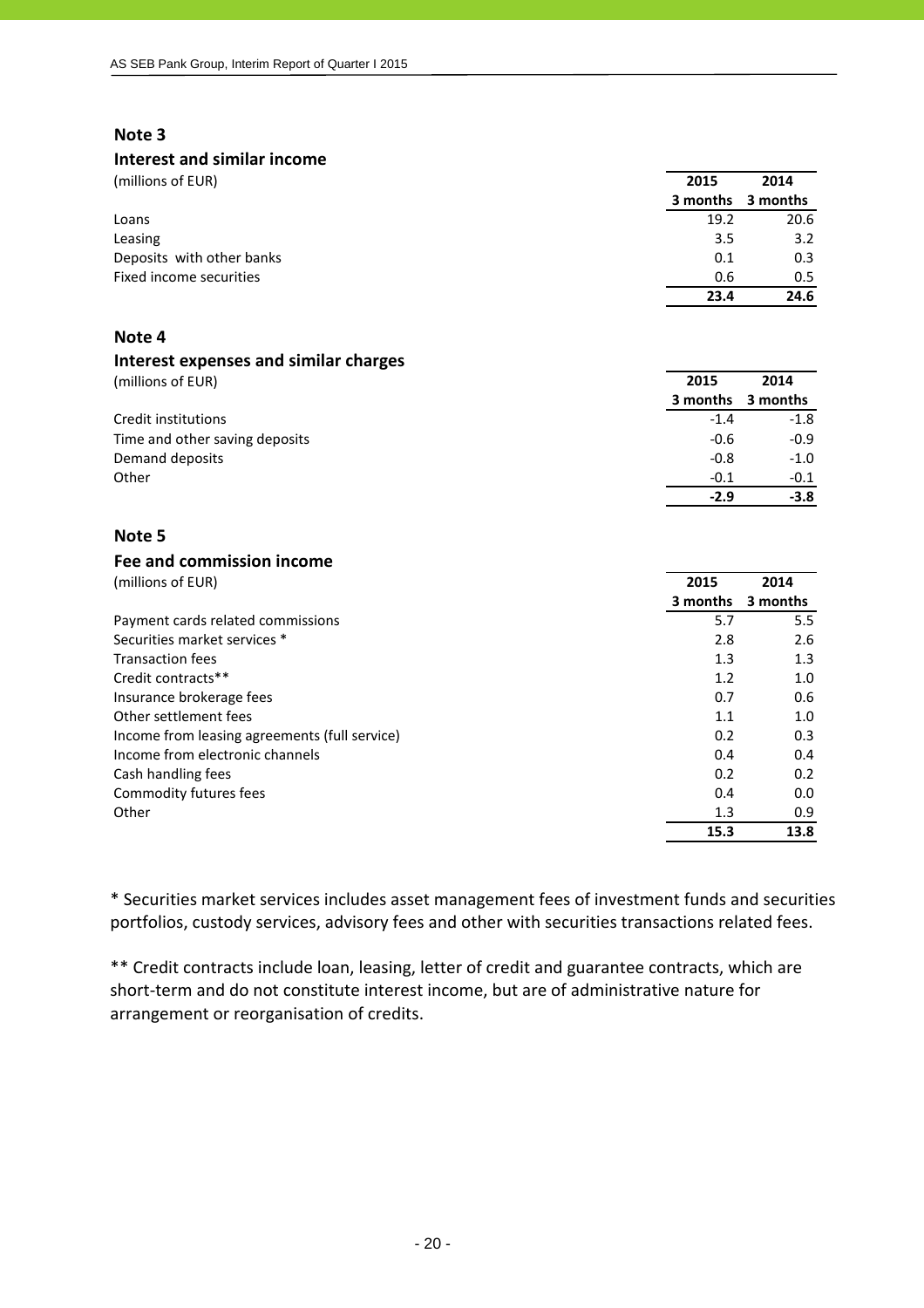## Note 3

### Interest and similar income

| (millions of EUR) | 2015 3 months | 2014 3 months |
|---|---|---|
| Loans | 19.2 | 20.6 |
| Leasing | 3.5 | 3.2 |
| Deposits with other banks | 0.1 | 0.3 |
| Fixed income securities | 0.6 | 0.5 |
| | **23.4** | **24.6** |

## Note 4

### Interest expenses and similar charges

| (millions of EUR) | 2015 3 months | 2014 3 months |
|---|---|---|
| Credit institutions | -1.4 | -1.8 |
| Time and other saving deposits | -0.6 | -0.9 |
| Demand deposits | -0.8 | -1.0 |
| Other | -0.1 | -0.1 |
| | **-2.9** | **-3.8** |

## Note 5

### Fee and commission income

| (millions of EUR) | 2015 3 months | 2014 3 months |
|---|---|---|
| Payment cards related commissions | 5.7 | 5.5 |
| Securities market services * | 2.8 | 2.6 |
| Transaction fees | 1.3 | 1.3 |
| Credit contracts** | 1.2 | 1.0 |
| Insurance brokerage fees | 0.7 | 0.6 |
| Other settlement fees | 1.1 | 1.0 |
| Income from leasing agreements (full service) | 0.2 | 0.3 |
| Income from electronic channels | 0.4 | 0.4 |
| Cash handling fees | 0.2 | 0.2 |
| Commodity futures fees | 0.4 | 0.0 |
| Other | 1.3 | 0.9 |
| | **15.3** | **13.8** |

* Securities market services includes asset management fees of investment funds and securities portfolios, custody services, advisory fees and other with securities transactions related fees.

** Credit contracts include loan, leasing, letter of credit and guarantee contracts, which are short-term and do not constitute interest income, but are of administrative nature for arrangement or reorganisation of credits.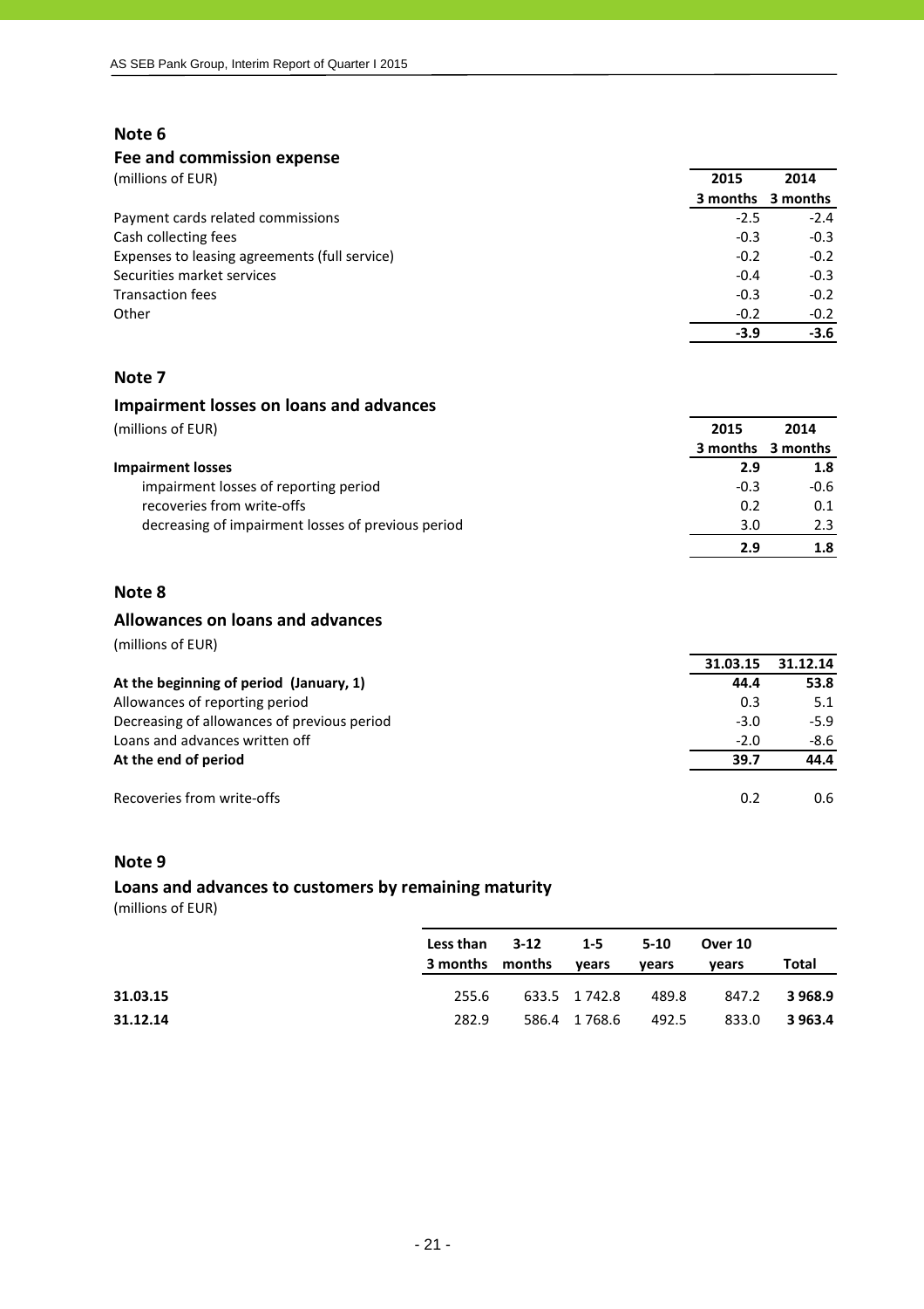## Note 6

### Fee and commission expense

(millions of EUR)

| | 2015<br>3 months | 2014<br>3 months |
|---|---|---|
| Payment cards related commissions | -2.5 | -2.4 |
| Cash collecting fees | -0.3 | -0.3 |
| Expenses to leasing agreements (full service) | -0.2 | -0.2 |
| Securities market services | -0.4 | -0.3 |
| Transaction fees | -0.3 | -0.2 |
| Other | -0.2 | -0.2 |
| | **-3.9** | **-3.6** |

## Note 7

### Impairment losses on loans and advances

(millions of EUR)

| | 2015<br>3 months | 2014<br>3 months |
|---|---|---|
| **Impairment losses** | **2.9** | **1.8** |
| impairment losses of reporting period | -0.3 | -0.6 |
| recoveries from write-offs | 0.2 | 0.1 |
| decreasing of impairment losses of previous period | 3.0 | 2.3 |
| | **2.9** | **1.8** |

## Note 8

### Allowances on loans and advances

(millions of EUR)

| | 31.03.15 | 31.12.14 |
|---|---|---|
| **At the beginning of period (January, 1)** | **44.4** | **53.8** |
| Allowances of reporting period | 0.3 | 5.1 |
| Decreasing of allowances of previous period | -3.0 | -5.9 |
| Loans and advances written off | -2.0 | -8.6 |
| **At the end of period** | **39.7** | **44.4** |
| | | |
| Recoveries from write-offs | 0.2 | 0.6 |

## Note 9

### Loans and advances to customers by remaining maturity

(millions of EUR)

| | Less than 3 months | 3-12 months | 1-5 years | 5-10 years | Over 10 years | Total |
|---|---|---|---|---|---|---|
| **31.03.15** | 255.6 | 633.5 | 1 742.8 | 489.8 | 847.2 | **3 968.9** |
| **31.12.14** | 282.9 | 586.4 | 1 768.6 | 492.5 | 833.0 | **3 963.4** |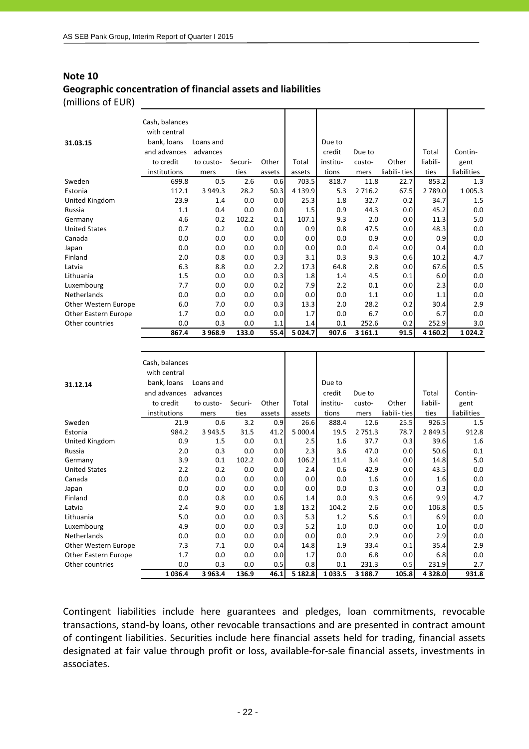## Note 10

### Geographic concentration of financial assets and liabilities

(millions of EUR)

| 31.03.15 | Cash, balances with central bank, loans and advances to credit institutions | Loans and advances to customers | Securities | Other assets | Total assets | Due to credit institutions | Due to customers | Other liabilities | Total liabilities | Contingent liabilities |
|---|---|---|---|---|---|---|---|---|---|---|
| Sweden | 699.8 | 0.5 | 2.6 | 0.6 | 703.5 | 818.7 | 11.8 | 22.7 | 853.2 | 1.3 |
| Estonia | 112.1 | 3 949.3 | 28.2 | 50.3 | 4 139.9 | 5.3 | 2 716.2 | 67.5 | 2 789.0 | 1 005.3 |
| United Kingdom | 23.9 | 1.4 | 0.0 | 0.0 | 25.3 | 1.8 | 32.7 | 0.2 | 34.7 | 1.5 |
| Russia | 1.1 | 0.4 | 0.0 | 0.0 | 1.5 | 0.9 | 44.3 | 0.0 | 45.2 | 0.0 |
| Germany | 4.6 | 0.2 | 102.2 | 0.1 | 107.1 | 9.3 | 2.0 | 0.0 | 11.3 | 5.0 |
| United States | 0.7 | 0.2 | 0.0 | 0.0 | 0.9 | 0.8 | 47.5 | 0.0 | 48.3 | 0.0 |
| Canada | 0.0 | 0.0 | 0.0 | 0.0 | 0.0 | 0.0 | 0.9 | 0.0 | 0.9 | 0.0 |
| Japan | 0.0 | 0.0 | 0.0 | 0.0 | 0.0 | 0.0 | 0.4 | 0.0 | 0.4 | 0.0 |
| Finland | 2.0 | 0.8 | 0.0 | 0.3 | 3.1 | 0.3 | 9.3 | 0.6 | 10.2 | 4.7 |
| Latvia | 6.3 | 8.8 | 0.0 | 2.2 | 17.3 | 64.8 | 2.8 | 0.0 | 67.6 | 0.5 |
| Lithuania | 1.5 | 0.0 | 0.0 | 0.3 | 1.8 | 1.4 | 4.5 | 0.1 | 6.0 | 0.0 |
| Luxembourg | 7.7 | 0.0 | 0.0 | 0.2 | 7.9 | 2.2 | 0.1 | 0.0 | 2.3 | 0.0 |
| Netherlands | 0.0 | 0.0 | 0.0 | 0.0 | 0.0 | 0.0 | 1.1 | 0.0 | 1.1 | 0.0 |
| Other Western Europe | 6.0 | 7.0 | 0.0 | 0.3 | 13.3 | 2.0 | 28.2 | 0.2 | 30.4 | 2.9 |
| Other Eastern Europe | 1.7 | 0.0 | 0.0 | 0.0 | 1.7 | 0.0 | 6.7 | 0.0 | 6.7 | 0.0 |
| Other countries | 0.0 | 0.3 | 0.0 | 1.1 | 1.4 | 0.1 | 252.6 | 0.2 | 252.9 | 3.0 |
| | **867.4** | **3 968.9** | **133.0** | **55.4** | **5 024.7** | **907.6** | **3 161.1** | **91.5** | **4 160.2** | **1 024.2** |

| 31.12.14 | Cash, balances with central bank, loans and advances to credit institutions | Loans and advances to customers | Securities | Other assets | Total assets | Due to credit institutions | Due to customers | Other liabilities | Total liabilities | Contingent liabilities |
|---|---|---|---|---|---|---|---|---|---|---|
| Sweden | 21.9 | 0.6 | 3.2 | 0.9 | 26.6 | 888.4 | 12.6 | 25.5 | 926.5 | 1.5 |
| Estonia | 984.2 | 3 943.5 | 31.5 | 41.2 | 5 000.4 | 19.5 | 2 751.3 | 78.7 | 2 849.5 | 912.8 |
| United Kingdom | 0.9 | 1.5 | 0.0 | 0.1 | 2.5 | 1.6 | 37.7 | 0.3 | 39.6 | 1.6 |
| Russia | 2.0 | 0.3 | 0.0 | 0.0 | 2.3 | 3.6 | 47.0 | 0.0 | 50.6 | 0.1 |
| Germany | 3.9 | 0.1 | 102.2 | 0.0 | 106.2 | 11.4 | 3.4 | 0.0 | 14.8 | 5.0 |
| United States | 2.2 | 0.2 | 0.0 | 0.0 | 2.4 | 0.6 | 42.9 | 0.0 | 43.5 | 0.0 |
| Canada | 0.0 | 0.0 | 0.0 | 0.0 | 0.0 | 0.0 | 1.6 | 0.0 | 1.6 | 0.0 |
| Japan | 0.0 | 0.0 | 0.0 | 0.0 | 0.0 | 0.0 | 0.3 | 0.0 | 0.3 | 0.0 |
| Finland | 0.0 | 0.8 | 0.0 | 0.6 | 1.4 | 0.0 | 9.3 | 0.6 | 9.9 | 4.7 |
| Latvia | 2.4 | 9.0 | 0.0 | 1.8 | 13.2 | 104.2 | 2.6 | 0.0 | 106.8 | 0.5 |
| Lithuania | 5.0 | 0.0 | 0.0 | 0.3 | 5.3 | 1.2 | 5.6 | 0.1 | 6.9 | 0.0 |
| Luxembourg | 4.9 | 0.0 | 0.0 | 0.3 | 5.2 | 1.0 | 0.0 | 0.0 | 1.0 | 0.0 |
| Netherlands | 0.0 | 0.0 | 0.0 | 0.0 | 0.0 | 0.0 | 2.9 | 0.0 | 2.9 | 0.0 |
| Other Western Europe | 7.3 | 7.1 | 0.0 | 0.4 | 14.8 | 1.9 | 33.4 | 0.1 | 35.4 | 2.9 |
| Other Eastern Europe | 1.7 | 0.0 | 0.0 | 0.0 | 1.7 | 0.0 | 6.8 | 0.0 | 6.8 | 0.0 |
| Other countries | 0.0 | 0.3 | 0.0 | 0.5 | 0.8 | 0.1 | 231.3 | 0.5 | 231.9 | 2.7 |
| | **1 036.4** | **3 963.4** | **136.9** | **46.1** | **5 182.8** | **1 033.5** | **3 188.7** | **105.8** | **4 328.0** | **931.8** |

Contingent liabilities include here guarantees and pledges, loan commitments, revocable transactions, stand-by loans, other revocable transactions and are presented in contract amount of contingent liabilities. Securities include here financial assets held for trading, financial assets designated at fair value through profit or loss, available-for-sale financial assets, investments in associates.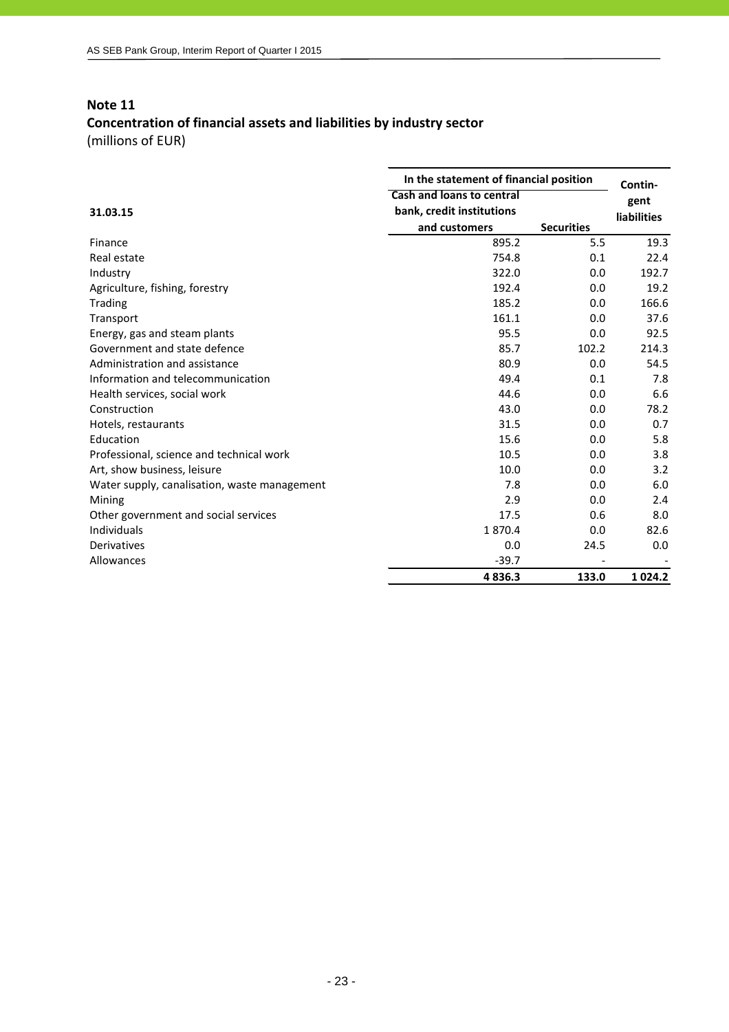## Note 11

## Concentration of financial assets and liabilities by industry sector

(millions of EUR)

| 31.03.15 | In the statement of financial position | | Contin-gent liabilities |
|---|---|---|---|
| | Cash and loans to central bank, credit institutions and customers | Securities | |
| Finance | 895.2 | 5.5 | 19.3 |
| Real estate | 754.8 | 0.1 | 22.4 |
| Industry | 322.0 | 0.0 | 192.7 |
| Agriculture, fishing, forestry | 192.4 | 0.0 | 19.2 |
| Trading | 185.2 | 0.0 | 166.6 |
| Transport | 161.1 | 0.0 | 37.6 |
| Energy, gas and steam plants | 95.5 | 0.0 | 92.5 |
| Government and state defence | 85.7 | 102.2 | 214.3 |
| Administration and assistance | 80.9 | 0.0 | 54.5 |
| Information and telecommunication | 49.4 | 0.1 | 7.8 |
| Health services, social work | 44.6 | 0.0 | 6.6 |
| Construction | 43.0 | 0.0 | 78.2 |
| Hotels, restaurants | 31.5 | 0.0 | 0.7 |
| Education | 15.6 | 0.0 | 5.8 |
| Professional, science and technical work | 10.5 | 0.0 | 3.8 |
| Art, show business, leisure | 10.0 | 0.0 | 3.2 |
| Water supply, canalisation, waste management | 7.8 | 0.0 | 6.0 |
| Mining | 2.9 | 0.0 | 2.4 |
| Other government and social services | 17.5 | 0.6 | 8.0 |
| Individuals | 1 870.4 | 0.0 | 82.6 |
| Derivatives | 0.0 | 24.5 | 0.0 |
| Allowances | -39.7 | - | - |
| | **4 836.3** | **133.0** | **1 024.2** |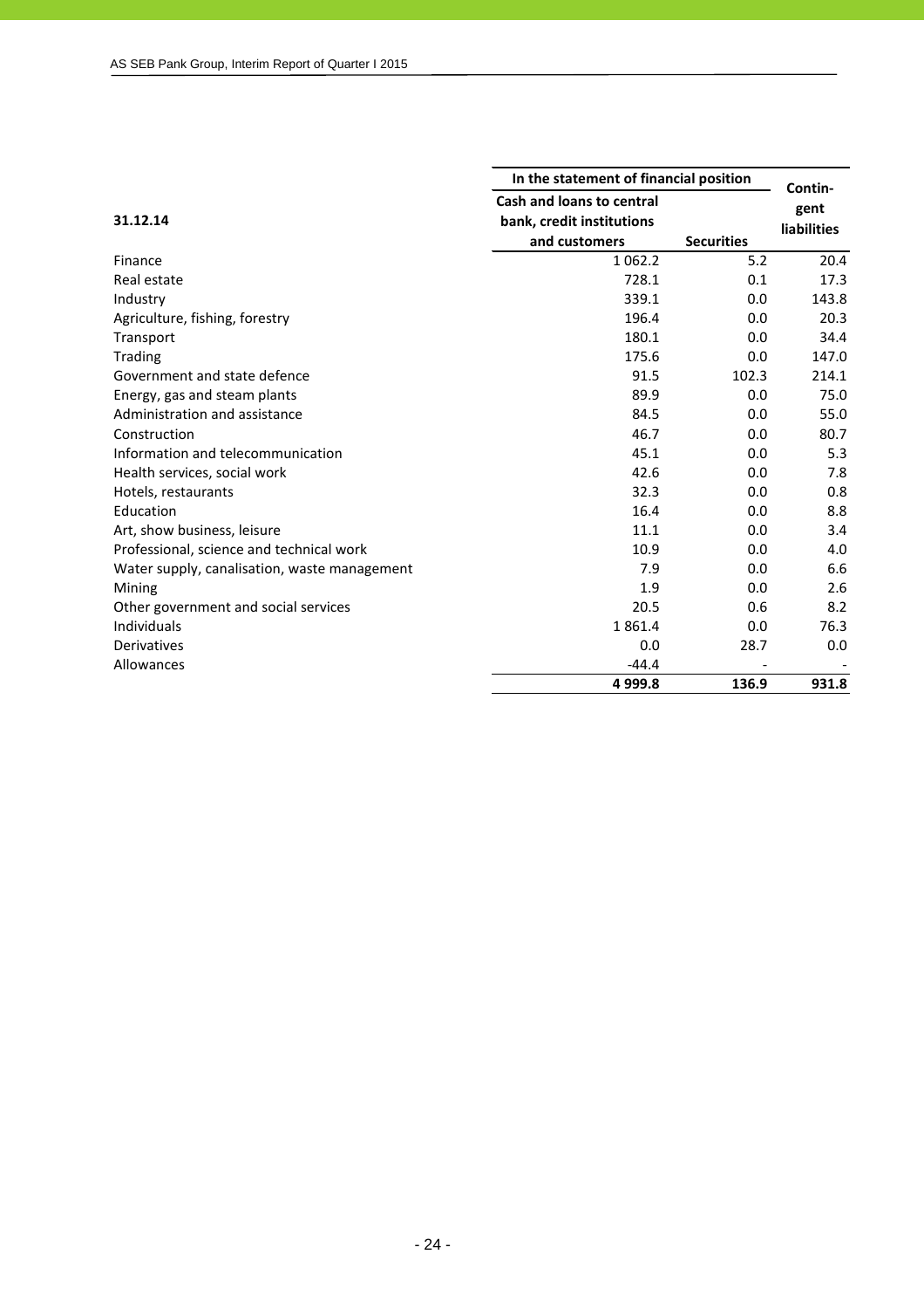| 31.12.14 | In the statement of financial position | | Contingent liabilities |
|---|---|---|---|
| | Cash and loans to central bank, credit institutions and customers | Securities | |
| Finance | 1 062.2 | 5.2 | 20.4 |
| Real estate | 728.1 | 0.1 | 17.3 |
| Industry | 339.1 | 0.0 | 143.8 |
| Agriculture, fishing, forestry | 196.4 | 0.0 | 20.3 |
| Transport | 180.1 | 0.0 | 34.4 |
| Trading | 175.6 | 0.0 | 147.0 |
| Government and state defence | 91.5 | 102.3 | 214.1 |
| Energy, gas and steam plants | 89.9 | 0.0 | 75.0 |
| Administration and assistance | 84.5 | 0.0 | 55.0 |
| Construction | 46.7 | 0.0 | 80.7 |
| Information and telecommunication | 45.1 | 0.0 | 5.3 |
| Health services, social work | 42.6 | 0.0 | 7.8 |
| Hotels, restaurants | 32.3 | 0.0 | 0.8 |
| Education | 16.4 | 0.0 | 8.8 |
| Art, show business, leisure | 11.1 | 0.0 | 3.4 |
| Professional, science and technical work | 10.9 | 0.0 | 4.0 |
| Water supply, canalisation, waste management | 7.9 | 0.0 | 6.6 |
| Mining | 1.9 | 0.0 | 2.6 |
| Other government and social services | 20.5 | 0.6 | 8.2 |
| Individuals | 1 861.4 | 0.0 | 76.3 |
| Derivatives | 0.0 | 28.7 | 0.0 |
| Allowances | -44.4 | - | - |
| | **4 999.8** | **136.9** | **931.8** |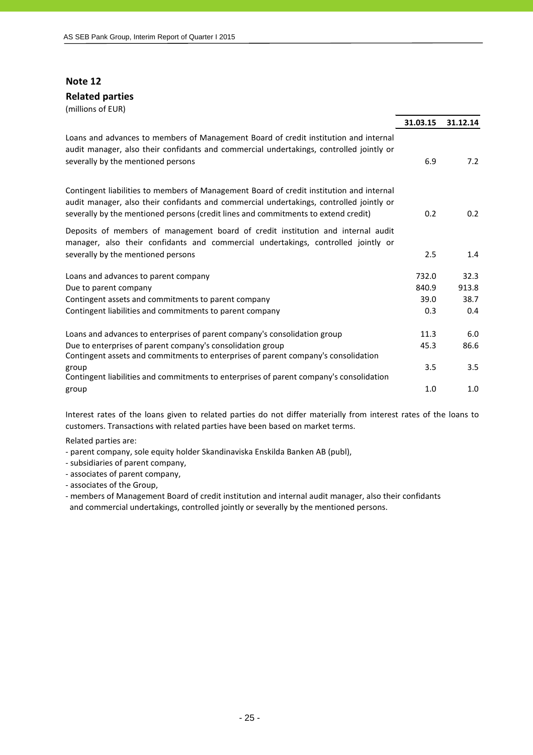## Note 12

## Related parties

(millions of EUR)

| | 31.03.15 | 31.12.14 |
|---|---|---|
| Loans and advances to members of Management Board of credit institution and internal audit manager, also their confidants and commercial undertakings, controlled jointly or severally by the mentioned persons | 6.9 | 7.2 |
| Contingent liabilities to members of Management Board of credit institution and internal audit manager, also their confidants and commercial undertakings, controlled jointly or severally by the mentioned persons (credit lines and commitments to extend credit) | 0.2 | 0.2 |
| Deposits of members of management board of credit institution and internal audit manager, also their confidants and commercial undertakings, controlled jointly or severally by the mentioned persons | 2.5 | 1.4 |
| Loans and advances to parent company | 732.0 | 32.3 |
| Due to parent company | 840.9 | 913.8 |
| Contingent assets and commitments to parent company | 39.0 | 38.7 |
| Contingent liabilities and commitments to parent company | 0.3 | 0.4 |
| Loans and advances to enterprises of parent company's consolidation group | 11.3 | 6.0 |
| Due to enterprises of parent company's consolidation group | 45.3 | 86.6 |
| Contingent assets and commitments to enterprises of parent company's consolidation group | 3.5 | 3.5 |
| Contingent liabilities and commitments to enterprises of parent company's consolidation group | 1.0 | 1.0 |

Interest rates of the loans given to related parties do not differ materially from interest rates of the loans to customers. Transactions with related parties have been based on market terms.

Related parties are:

- parent company, sole equity holder Skandinaviska Enskilda Banken AB (publ),
- subsidiaries of parent company,
- associates of parent company,
- associates of the Group,
- members of Management Board of credit institution and internal audit manager, also their confidants and commercial undertakings, controlled jointly or severally by the mentioned persons.